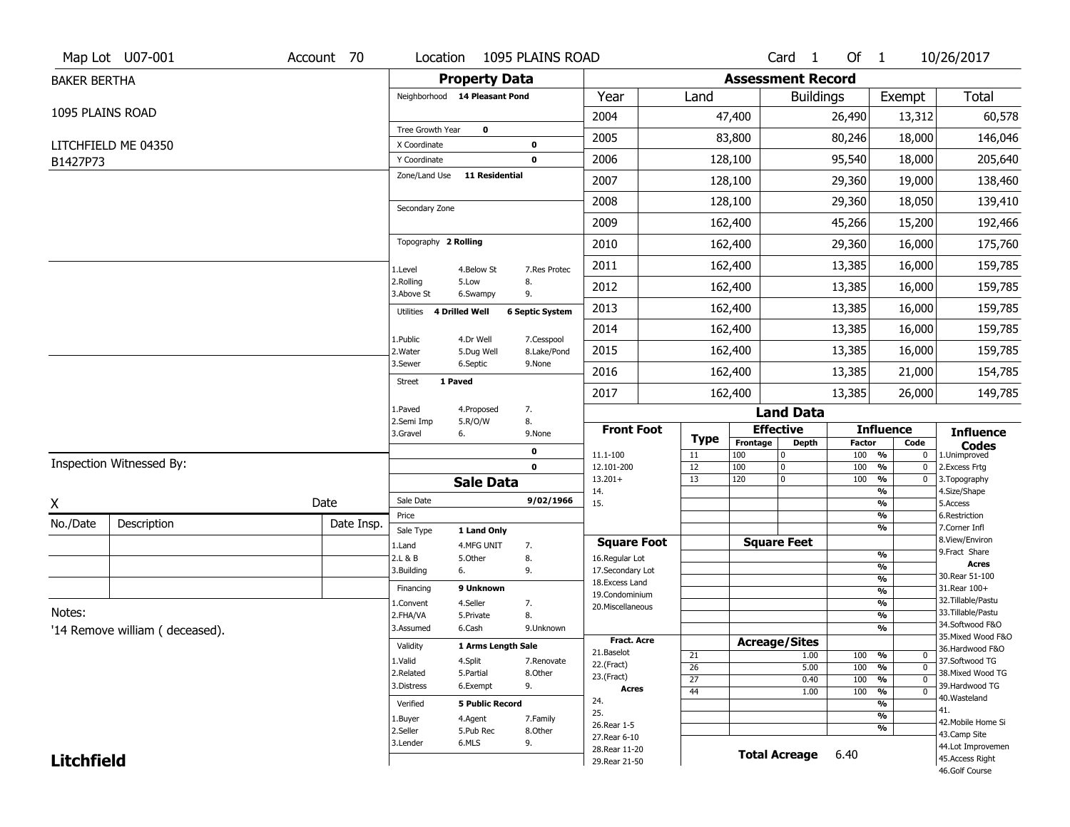Map Lot U07-001 | Account 70 | Location 1095 PLAINS ROAD | Card 1 Of 1 | 10/26/2017

BAKER BERTHA

1095 PLAINS ROAD

LITCHFIELD ME 04350
B1427P73

## Property Data

Neighborhood **14 Pleasant Pond**

Tree Growth Year **0**
X Coordinate **0**
Y Coordinate **0**
Zone/Land Use **11 Residential**

Secondary Zone

Topography **2 Rolling**

| | | |
|---|---|---|
| 1.Level | 4.Below St | 7.Res Protec |
| 2.Rolling | 5.Low | 8. |
| 3.Above St | 6.Swampy | 9. |

Utilities **4 Drilled Well** **6 Septic System**

| | | |
|---|---|---|
| 1.Public | 4.Dr Well | 7.Cesspool |
| 2.Water | 5.Dug Well | 8.Lake/Pond |
| 3.Sewer | 6.Septic | 9.None |

Street **1 Paved**

| | | |
|---|---|---|
| 1.Paved | 4.Proposed | 7. |
| 2.Semi Imp | 5.R/O/W | 8. |
| 3.Gravel | 6. | 9.None |

**0**
**0**

## Sale Data

Sale Date **9/02/1966**
Price
Sale Type **1 Land Only**

| | | |
|---|---|---|
| 1.Land | 4.MFG UNIT | 7. |
| 2.L & B | 5.Other | 8. |
| 3.Building | 6. | 9. |

Financing **9 Unknown**

| | | |
|---|---|---|
| 1.Convent | 4.Seller | 7. |
| 2.FHA/VA | 5.Private | 8. |
| 3.Assumed | 6.Cash | 9.Unknown |

Validity **1 Arms Length Sale**

| | | |
|---|---|---|
| 1.Valid | 4.Split | 7.Renovate |
| 2.Related | 5.Partial | 8.Other |
| 3.Distress | 6.Exempt | 9. |

Verified **5 Public Record**

| | | |
|---|---|---|
| 1.Buyer | 4.Agent | 7.Family |
| 2.Seller | 5.Pub Rec | 8.Other |
| 3.Lender | 6.MLS | 9. |

## Assessment Record

| Year | Land | Buildings | Exempt | Total |
|---|---|---|---|---|
| 2004 | 47,400 | 26,490 | 13,312 | 60,578 |
| 2005 | 83,800 | 80,246 | 18,000 | 146,046 |
| 2006 | 128,100 | 95,540 | 18,000 | 205,640 |
| 2007 | 128,100 | 29,360 | 19,000 | 138,460 |
| 2008 | 128,100 | 29,360 | 18,050 | 139,410 |
| 2009 | 162,400 | 45,266 | 15,200 | 192,466 |
| 2010 | 162,400 | 29,360 | 16,000 | 175,760 |
| 2011 | 162,400 | 13,385 | 16,000 | 159,785 |
| 2012 | 162,400 | 13,385 | 16,000 | 159,785 |
| 2013 | 162,400 | 13,385 | 16,000 | 159,785 |
| 2014 | 162,400 | 13,385 | 16,000 | 159,785 |
| 2015 | 162,400 | 13,385 | 16,000 | 159,785 |
| 2016 | 162,400 | 13,385 | 21,000 | 154,785 |
| 2017 | 162,400 | 13,385 | 26,000 | 149,785 |

## Land Data

| Front Foot | Type | Effective Frontage | Effective Depth | Influence Factor | Influence Code |
|---|---|---|---|---|---|
| 11.1-100 | 11 | 100 | 0 | 100 % | 0 |
| 12.101-200 | 12 | 100 | 0 | 100 % | 0 |
| 13.201+ | 13 | 120 | 0 | 100 % | 0 |
| 14. | | | | % | |
| 15. | | | | % | |
| | | | | % | |
| | | | | % | |
| **Square Foot** | | **Square Feet** | | | |
| 16.Regular Lot | | | | % | |
| 17.Secondary Lot | | | | % | |
| 18.Excess Land | | | | % | |
| 19.Condominium | | | | % | |
| 20.Miscellaneous | | | | % | |
| | | | | % | |
| | | | | % | |
| **Fract. Acre** | | **Acreage/Sites** | | | |
| 21.Baselot | 21 | | 1.00 | 100 % | 0 |
| 22.(Fract) | 26 | | 5.00 | 100 % | 0 |
| 23.(Fract) | 27 | | 0.40 | 100 % | 0 |
| **Acres** | 44 | | 1.00 | 100 % | 0 |
| 24. | | | | % | |
| 25. | | | | % | |
| 26.Rear 1-5 | | | | % | |
| 27.Rear 6-10 | | | | | |
| 28.Rear 11-20 | | | | | |
| 29.Rear 21-50 | | | | | |

**Total Acreage** 6.40

**Influence Codes**
1.Unimproved
2.Excess Frtg
3.Topography
4.Size/Shape
5.Access
6.Restriction
7.Corner Infl
8.View/Environ
9.Fract Share
**Acres**
30.Rear 51-100
31.Rear 100+
32.Tillable/Pastu
33.Tillable/Pastu
34.Softwood F&O
35.Mixed Wood F&O
36.Hardwood F&O
37.Softwood TG
38.Mixed Wood TG
39.Hardwood TG
40.Wasteland
41.
42.Mobile Home Si
43.Camp Site
44.Lot Improvemen
45.Access Right
46.Golf Course

Inspection Witnessed By:

X _______________ Date

| No./Date | Description | Date Insp. |
|---|---|---|
| | | |
| | | |
| | | |

Notes:
'14 Remove william ( deceased).

**Litchfield**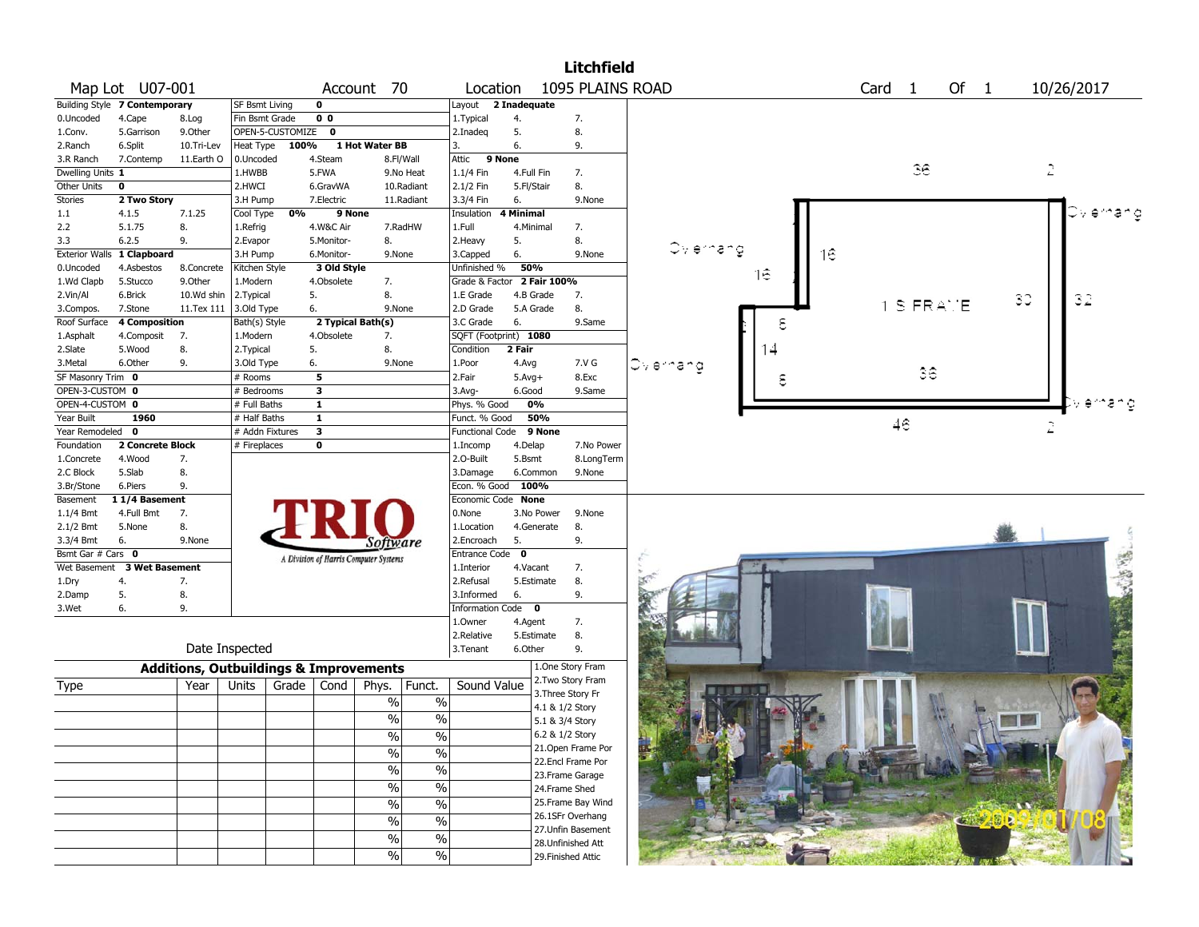# Litchfield

**Map Lot** U07-001 **Account** 70 **Location** 1095 PLAINS ROAD **Card** 1 **Of** 1 10/26/2017

| Building Style | 7 Contemporary | | SF Bsmt Living | 0 | | Layout | 2 Inadequate | |
|---|---|---|---|---|---|---|---|---|
| 0.Uncoded | 4.Cape | 8.Log | Fin Bsmt Grade | 0 0 | | 1.Typical | 4. | 7. |
| 1.Conv. | 5.Garrison | 9.Other | OPEN-5-CUSTOMIZE | 0 | | 2.Inadeq | 5. | 8. |
| 2.Ranch | 6.Split | 10.Tri-Lev | Heat Type 100% | 1 Hot Water BB | | 3. | 6. | 9. |
| 3.R Ranch | 7.Contemp | 11.Earth O | 0.Uncoded | 4.Steam | 8.Fl/Wall | Attic | 9 None | |
| Dwelling Units | 1 | | 1.HWBB | 5.FWA | 9.No Heat | 1.1/4 Fin | 4.Full Fin | 7. |
| Other Units | 0 | | 2.HWCI | 6.GravWA | 10.Radiant | 2.1/2 Fin | 5.Fl/Stair | 8. |
| Stories | 2 Two Story | | 3.H Pump | 7.Electric | 11.Radiant | 3.3/4 Fin | 6. | 9.None |
| 1.1 | 4.1.5 | 7.1.25 | Cool Type 0% | 9 None | | Insulation | 4 Minimal | |
| 2.2 | 5.1.75 | 8. | 1.Refrig | 4.W&C Air | 7.RadHW | 1.Full | 4.Minimal | 7. |
| 3.3 | 6.2.5 | 9. | 2.Evapor | 5.Monitor- | 8. | 2.Heavy | 5. | 8. |
| Exterior Walls | 1 Clapboard | | 3.H Pump | 6.Monitor- | 9.None | 3.Capped | 6. | 9.None |
| 0.Uncoded | 4.Asbestos | 8.Concrete | Kitchen Style | 3 Old Style | | Unfinished % | 50% | |
| 1.Wd Clapb | 5.Stucco | 9.Other | 1.Modern | 4.Obsolete | 7. | Grade & Factor | 2 Fair 100% | |
| 2.Vin/Al | 6.Brick | 10.Wd shin | 2.Typical | 5. | 8. | 1.E Grade | 4.B Grade | 7. |
| 3.Compos. | 7.Stone | 11.Tex 111 | 3.Old Type | 6. | 9.None | 2.D Grade | 5.A Grade | 8. |
| Roof Surface | 4 Composition | | Bath(s) Style | 2 Typical Bath(s) | | 3.C Grade | 6. | 9.Same |
| 1.Asphalt | 4.Composit | 7. | 1.Modern | 4.Obsolete | 7. | SQFT (Footprint) | 1080 | |
| 2.Slate | 5.Wood | 8. | 2.Typical | 5. | 8. | Condition | 2 Fair | |
| 3.Metal | 6.Other | 9. | 3.Old Type | 6. | 9.None | 1.Poor | 4.Avg | 7.V G |
| SF Masonry Trim | 0 | | # Rooms | 5 | | 2.Fair | 5.Avg+ | 8.Exc |
| OPEN-3-CUSTOM | 0 | | # Bedrooms | 3 | | 3.Avg- | 6.Good | 9.Same |
| OPEN-4-CUSTOM | 0 | | # Full Baths | 1 | | Phys. % Good | 0% | |
| Year Built | 1960 | | # Half Baths | 1 | | Funct. % Good | 50% | |
| Year Remodeled | 0 | | # Addn Fixtures | 3 | | Functional Code | 9 None | |
| Foundation | 2 Concrete Block | | # Fireplaces | 0 | | 1.Incomp | 4.Delap | 7.No Power |
| 1.Concrete | 4.Wood | 7. | | | | 2.O-Built | 5.Bsmt | 8.LongTerm |
| 2.C Block | 5.Slab | 8. | | | | 3.Damage | 6.Common | 9.None |
| 3.Br/Stone | 6.Piers | 9. | | | | Econ. % Good | 100% | |
| Basement | 1 1/4 Basement | | | | | Economic Code | None | |
| 1.1/4 Bmt | 4.Full Bmt | 7. | | | | 0.None | 3.No Power | 9.None |
| 2.1/2 Bmt | 5.None | 8. | | | | 1.Location | 4.Generate | 8. |
| 3.3/4 Bmt | 6. | 9.None | | | | 2.Encroach | 5. | 9. |
| Bsmt Gar # Cars | 0 | | | | | Entrance Code | 0 | |
| Wet Basement | 3 Wet Basement | | | | | 1.Interior | 4.Vacant | 7. |
| 1.Dry | 4. | 7. | | | | 2.Refusal | 5.Estimate | 8. |
| 2.Damp | 5. | 8. | | | | 3.Informed | 6. | 9. |
| 3.Wet | 6. | 9. | | | | Information Code | 0 | |
| | | | | | | 1.Owner | 4.Agent | 7. |
| | | | | | | 2.Relative | 5.Estimate | 8. |
| | | | Date Inspected | | | 3.Tenant | 6.Other | 9. |

TRIO Software — A Division of Harris Computer Systems

## Additions, Outbuildings & Improvements

| Type | Year | Units | Grade | Cond | Phys. | Funct. | Sound Value |
|---|---|---|---|---|---|---|---|
| | | | | | % | % | |
| | | | | | % | % | |
| | | | | | % | % | |
| | | | | | % | % | |
| | | | | | % | % | |
| | | | | | % | % | |
| | | | | | % | % | |
| | | | | | % | % | |
| | | | | | % | % | |
| | | | | | % | % | |

1.One Story Fram
2.Two Story Fram
3.Three Story Fr
4.1 & 1/2 Story
5.1 & 3/4 Story
6.2 & 1/2 Story
21.Open Frame Por
22.Encl Frame Por
23.Frame Garage
24.Frame Shed
25.Frame Bay Wind
26.1SFr Overhang
27.Unfin Basement
28.Unfinished Att
29.Finished Attic

Sketch: 1 S FRAME; dimensions 36, 2, 18, 16, 6, 14, 6, 30, 32, 36, 48, 2; Overhang

2009/01/08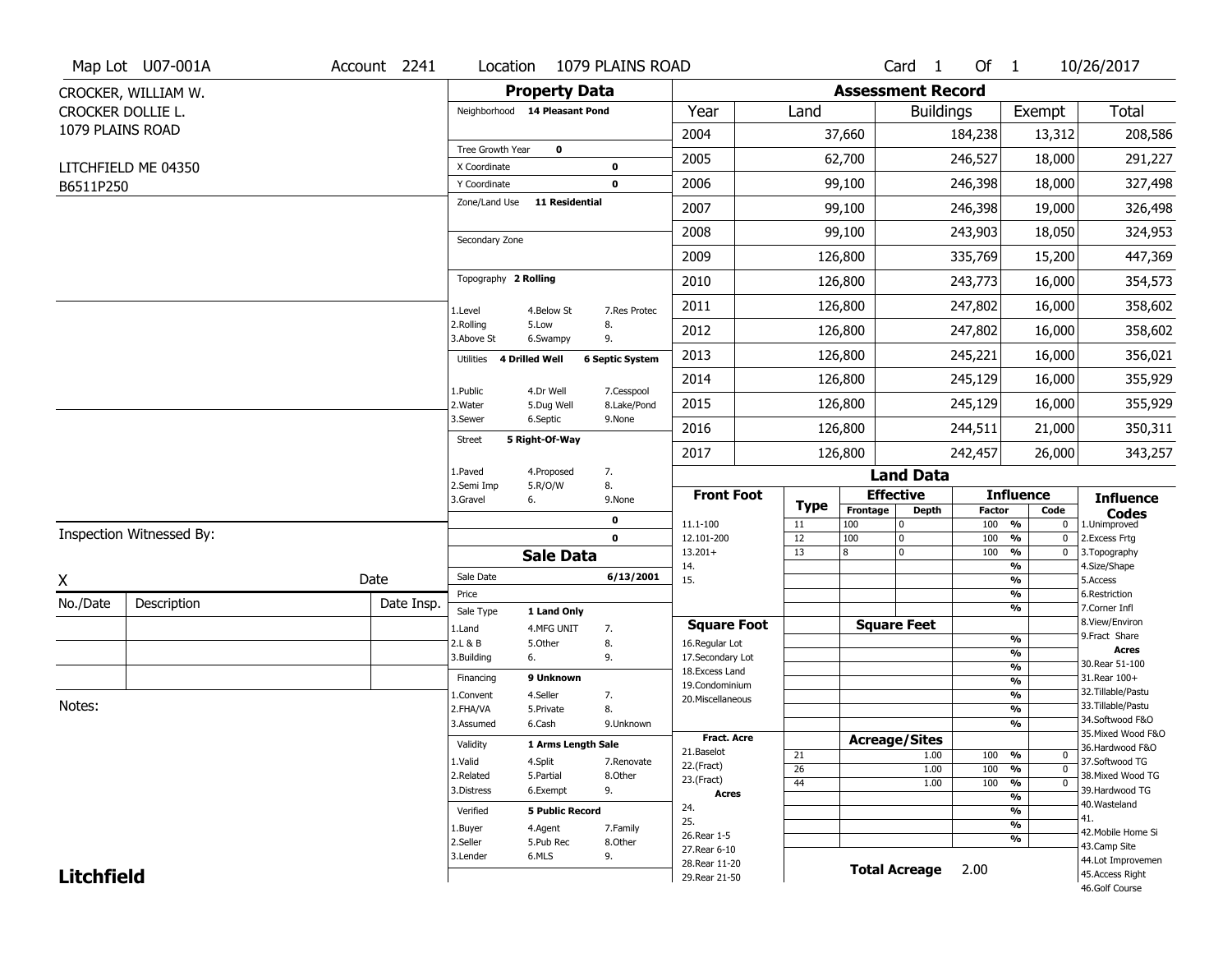Map Lot U07-001A | Account 2241 | Location 1079 PLAINS ROAD | Card 1 Of 1 | 10/26/2017

CROCKER, WILLIAM W.
CROCKER DOLLIE L.
1079 PLAINS ROAD

LITCHFIELD ME 04350
B6511P250

## Property Data

Neighborhood **14 Pleasant Pond**

Tree Growth Year **0**
X Coordinate **0**
Y Coordinate **0**
Zone/Land Use **11 Residential**

Secondary Zone

Topography **2 Rolling**

1.Level 4.Below St 7.Res Protec
2.Rolling 5.Low 8.
3.Above St 6.Swampy 9.

Utilities **4 Drilled Well** **6 Septic System**

1.Public 4.Dr Well 7.Cesspool
2.Water 5.Dug Well 8.Lake/Pond
3.Sewer 6.Septic 9.None

Street **5 Right-Of-Way**

1.Paved 4.Proposed 7.
2.Semi Imp 5.R/O/W 8.
3.Gravel 6. 9.None

**0**
**0**

## Sale Data

Sale Date **6/13/2001**
Price
Sale Type **1 Land Only**

1.Land 4.MFG UNIT 7.
2.L & B 5.Other 8.
3.Building 6. 9.

Financing **9 Unknown**

1.Convent 4.Seller 7.
2.FHA/VA 5.Private 8.
3.Assumed 6.Cash 9.Unknown

Validity **1 Arms Length Sale**

1.Valid 4.Split 7.Renovate
2.Related 5.Partial 8.Other
3.Distress 6.Exempt 9.

Verified **5 Public Record**

1.Buyer 4.Agent 7.Family
2.Seller 5.Pub Rec 8.Other
3.Lender 6.MLS 9.

## Assessment Record

| Year | Land | Buildings | Exempt | Total |
|---|---|---|---|---|
| 2004 | 37,660 | 184,238 | 13,312 | 208,586 |
| 2005 | 62,700 | 246,527 | 18,000 | 291,227 |
| 2006 | 99,100 | 246,398 | 18,000 | 327,498 |
| 2007 | 99,100 | 246,398 | 19,000 | 326,498 |
| 2008 | 99,100 | 243,903 | 18,050 | 324,953 |
| 2009 | 126,800 | 335,769 | 15,200 | 447,369 |
| 2010 | 126,800 | 243,773 | 16,000 | 354,573 |
| 2011 | 126,800 | 247,802 | 16,000 | 358,602 |
| 2012 | 126,800 | 247,802 | 16,000 | 358,602 |
| 2013 | 126,800 | 245,221 | 16,000 | 356,021 |
| 2014 | 126,800 | 245,129 | 16,000 | 355,929 |
| 2015 | 126,800 | 245,129 | 16,000 | 355,929 |
| 2016 | 126,800 | 244,511 | 21,000 | 350,311 |
| 2017 | 126,800 | 242,457 | 26,000 | 343,257 |

## Land Data

| Front Foot | Type | Effective Frontage | Effective Depth | Influence Factor | Influence Code |
|---|---|---|---|---|---|
| 11.1-100 | 11 | 100 | 0 | 100 % | 0 |
| 12.101-200 | 12 | 100 | 0 | 100 % | 0 |
| 13.201+ | 13 | 8 | 0 | 100 % | 0 |
| 14. | | | | % | |
| 15. | | | | % | |

| Square Foot | Square Feet | Influence |
|---|---|---|
| 16.Regular Lot | | % |
| 17.Secondary Lot | | % |
| 18.Excess Land | | % |
| 19.Condominium | | % |
| 20.Miscellaneous | | % |

| Fract. Acre | Type | Acreage/Sites | Influence Factor | Code |
|---|---|---|---|---|
| 21.Baselot | 21 | 1.00 | 100 % | 0 |
| 22.(Fract) | 26 | 1.00 | 100 % | 0 |
| 23.(Fract) | 44 | 1.00 | 100 % | 0 |
| **Acres** | | | % | |
| 24. | | | % | |
| 25. | | | % | |
| 26.Rear 1-5 | | | % | |
| 27.Rear 6-10 | | | | |
| 28.Rear 11-20 | | | | |
| 29.Rear 21-50 | | | | |

**Total Acreage** 2.00

### Influence Codes

1.Unimproved
2.Excess Frtg
3.Topography
4.Size/Shape
5.Access
6.Restriction
7.Corner Infl
8.View/Environ
9.Fract Share

**Acres**

30.Rear 51-100
31.Rear 100+
32.Tillable/Pastu
33.Tillable/Pastu
34.Softwood F&O
35.Mixed Wood F&O
36.Hardwood F&O
37.Softwood TG
38.Mixed Wood TG
39.Hardwood TG
40.Wasteland
41.
42.Mobile Home Si
43.Camp Site
44.Lot Improvemen
45.Access Right
46.Golf Course

Inspection Witnessed By:

X Date

| No./Date | Description | Date Insp. |
|---|---|---|
| | | |
| | | |
| | | |

Notes:

**Litchfield**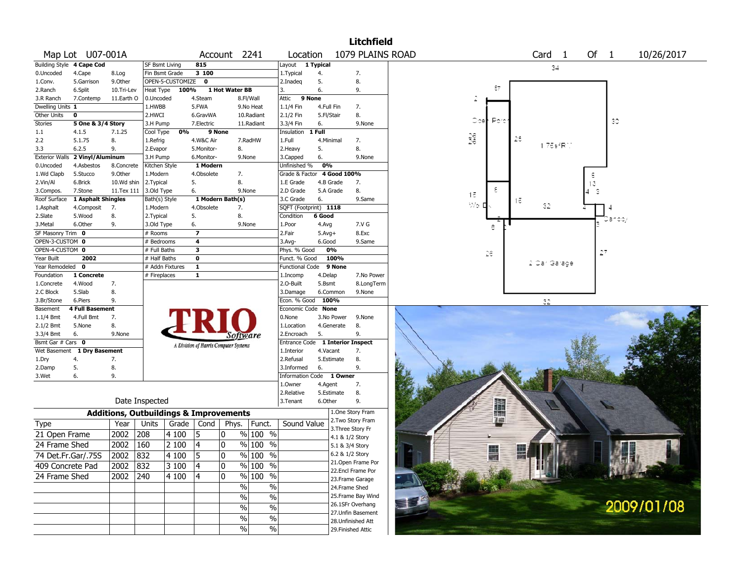# Litchfield

**Map Lot** U07-001A **Account** 2241 **Location** 1079 PLAINS ROAD **Card** 1 **Of** 1 10/26/2017

| Building Style | 4 Cape Cod | | SF Bsmt Living | 815 | | Layout | 1 Typical | |
|---|---|---|---|---|---|---|---|---|
| 0.Uncoded | 4.Cape | 8.Log | Fin Bsmt Grade | 3 100 | | 1.Typical | 4. | 7. |
| 1.Conv. | 5.Garrison | 9.Other | OPEN-5-CUSTOMIZE | 0 | | 2.Inadeq | 5. | 8. |
| 2.Ranch | 6.Split | 10.Tri-Lev | Heat Type | 100% | 1 Hot Water BB | 3. | 6. | 9. |
| 3.R Ranch | 7.Contemp | 11.Earth O | 0.Uncoded | 4.Steam | 8.Fl/Wall | Attic | 9 None | |
| Dwelling Units | 1 | | 1.HWBB | 5.FWA | 9.No Heat | 1.1/4 Fin | 4.Full Fin | 7. |
| Other Units | 0 | | 2.HWCI | 6.GravWA | 10.Radiant | 2.1/2 Fin | 5.Fl/Stair | 8. |
| Stories | 5 One & 3/4 Story | | 3.H Pump | 7.Electric | 11.Radiant | 3.3/4 Fin | 6. | 9.None |
| 1.1 | 4.1.5 | 7.1.25 | Cool Type | 0% | 9 None | Insulation | 1 Full | |
| 2.2 | 5.1.75 | 8. | 1.Refrig | 4.W&C Air | 7.RadHW | 1.Full | 4.Minimal | 7. |
| 3.3 | 6.2.5 | 9. | 2.Evapor | 5.Monitor- | 8. | 2.Heavy | 5. | 8. |
| Exterior Walls | 2 Vinyl/Aluminum | | 3.H Pump | 6.Monitor- | 9.None | 3.Capped | 6. | 9.None |
| 0.Uncoded | 4.Asbestos | 8.Concrete | Kitchen Style | 1 Modern | | Unfinished % | 0% | |
| 1.Wd Clapb | 5.Stucco | 9.Other | 1.Modern | 4.Obsolete | 7. | Grade & Factor | 4 Good 100% | |
| 2.Vin/Al | 6.Brick | 10.Wd shin | 2.Typical | 5. | 8. | 1.E Grade | 4.B Grade | 7. |
| 3.Compos. | 7.Stone | 11.Tex 111 | 3.Old Type | 6. | 9.None | 2.D Grade | 5.A Grade | 8. |
| Roof Surface | 1 Asphalt Shingles | | Bath(s) Style | 1 Modern Bath(s) | | 3.C Grade | 6. | 9.Same |
| 1.Asphalt | 4.Composit | 7. | 1.Modern | 4.Obsolete | 7. | SQFT (Footprint) | 1118 | |
| 2.Slate | 5.Wood | 8. | 2.Typical | 5. | 8. | Condition | 6 Good | |
| 3.Metal | 6.Other | 9. | 3.Old Type | 6. | 9.None | 1.Poor | 4.Avg | 7.V G |
| SF Masonry Trim | 0 | | # Rooms | 7 | | 2.Fair | 5.Avg+ | 8.Exc |
| OPEN-3-CUSTOM | 0 | | # Bedrooms | 4 | | 3.Avg- | 6.Good | 9.Same |
| OPEN-4-CUSTOM | 0 | | # Full Baths | 3 | | Phys. % Good | 0% | |
| Year Built | 2002 | | # Half Baths | 0 | | Funct. % Good | 100% | |
| Year Remodeled | 0 | | # Addn Fixtures | 1 | | Functional Code | 9 None | |
| Foundation | 1 Concrete | | # Fireplaces | 1 | | 1.Incomp | 4.Delap | 7.No Power |
| 1.Concrete | 4.Wood | 7. | | | | 2.O-Built | 5.Bsmt | 8.LongTerm |
| 2.C Block | 5.Slab | 8. | | | | 3.Damage | 6.Common | 9.None |
| 3.Br/Stone | 6.Piers | 9. | | | | Econ. % Good | 100% | |
| Basement | 4 Full Basement | | | | | Economic Code | None | |
| 1.1/4 Bmt | 4.Full Bmt | 7. | | | | 0.None | 3.No Power | 9.None |
| 2.1/2 Bmt | 5.None | 8. | | | | 1.Location | 4.Generate | 8. |
| 3.3/4 Bmt | 6. | 9.None | | | | 2.Encroach | 5. | 9. |
| Bsmt Gar # Cars | 0 | | | | | Entrance Code | 1 Interior Inspect | |
| Wet Basement | 1 Dry Basement | | | | | 1.Interior | 4.Vacant | 7. |
| 1.Dry | 4. | 7. | | | | 2.Refusal | 5.Estimate | 8. |
| 2.Damp | 5. | 8. | | | | 3.Informed | 6. | 9. |
| 3.Wet | 6. | 9. | | | | Information Code | 1 Owner | |
| | | | | | | 1.Owner | 4.Agent | 7. |
| | | | | | | 2.Relative | 5.Estimate | 8. |
| | | | Date Inspected | | | 3.Tenant | 6.Other | 9. |

## Additions, Outbuildings & Improvements

| Type | Year | Units | Grade | Cond | Phys. | Funct. | Sound Value |
|---|---|---|---|---|---|---|---|
| 21 Open Frame | 2002 | 208 | 4 100 | 5 | 0 % | 100 % | |
| 24 Frame Shed | 2002 | 160 | 2 100 | 4 | 0 % | 100 % | |
| 74 Det.Fr.Gar/.75S | 2002 | 832 | 4 100 | 5 | 0 % | 100 % | |
| 409 Concrete Pad | 2002 | 832 | 3 100 | 4 | 0 % | 100 % | |
| 24 Frame Shed | 2002 | 240 | 4 100 | 4 | 0 % | 100 % | |
| | | | | | % | % | |
| | | | | | % | % | |
| | | | | | % | % | |
| | | | | | % | % | |
| | | | | | % | % | |

1.One Story Fram
2.Two Story Fram
3.Three Story Fr
4.1 & 1/2 Story
5.1 & 3/4 Story
6.2 & 1/2 Story
21.Open Frame Por
22.Encl Frame Por
23.Frame Garage
24.Frame Shed
25.Frame Bay Wind
26.1SFr Overhang
27.Unfin Basement
28.Unfinished Att
29.Finished Attic

Sketch labels: 34, 87, 2, Open Porch, 30, 26, 26, 175sfRV, 5, 13, 4, 3, 15, Wo D, 8, 15, 32, 4, Canopy, 6, 26, 27, 2 Car Garage, 32

2009/01/08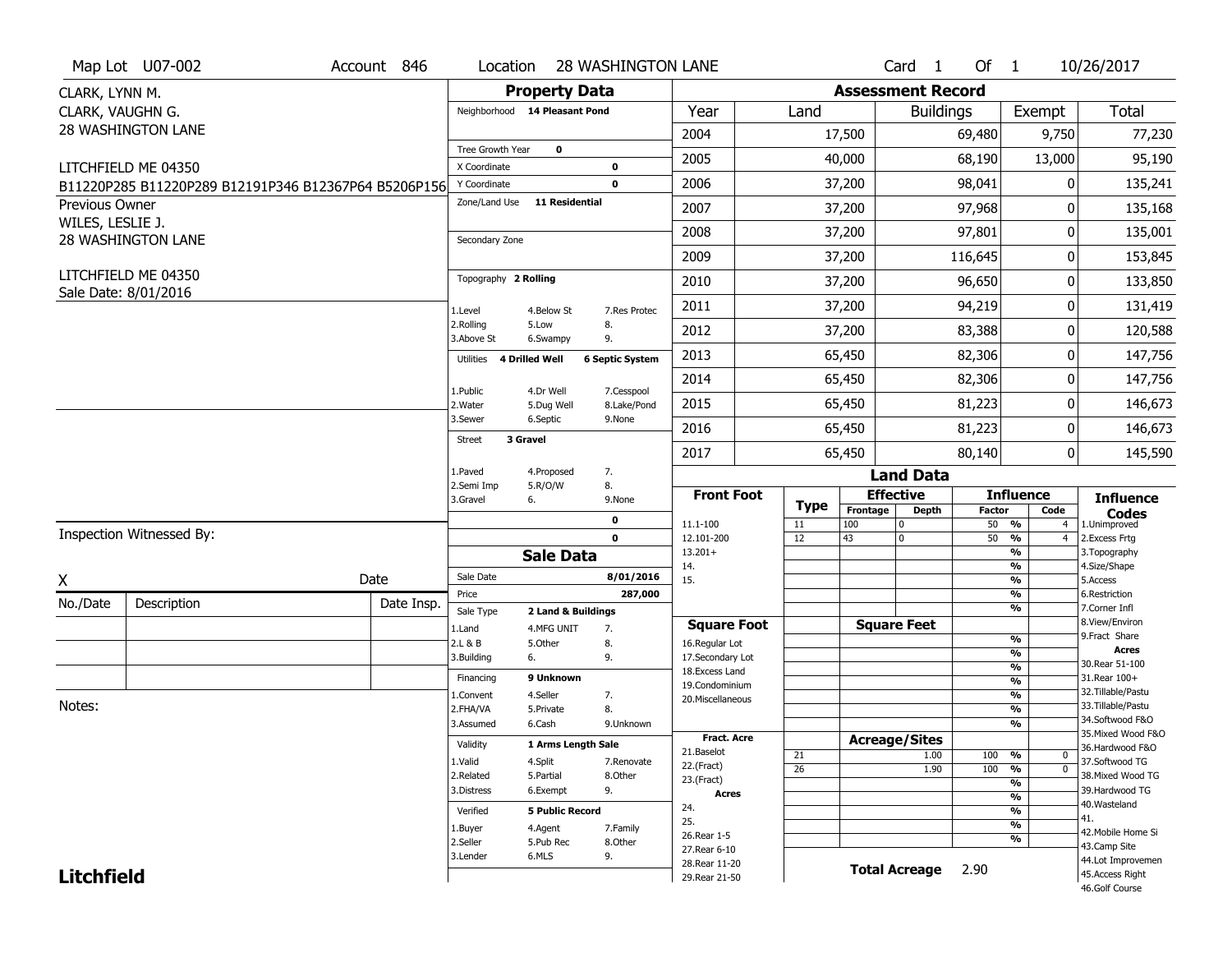Map Lot U07-002 | Account 846 | Location 28 WASHINGTON LANE | Card 1 Of 1 | 10/26/2017

CLARK, LYNN M.
CLARK, VAUGHN G.
28 WASHINGTON LANE

LITCHFIELD ME 04350
B11220P285 B11220P289 B12191P346 B12367P64 B5206P156

Previous Owner
WILES, LESLIE J.
28 WASHINGTON LANE

LITCHFIELD ME 04350
Sale Date: 8/01/2016

## Property Data

| | | |
|---|---|---|
| Neighborhood | 14 Pleasant Pond | |
| Tree Growth Year | 0 | |
| X Coordinate | | 0 |
| Y Coordinate | | 0 |
| Zone/Land Use | 11 Residential | |
| Secondary Zone | | |
| Topography | 2 Rolling | |
| 1.Level | 4.Below St | 7.Res Protec |
| 2.Rolling | 5.Low | 8. |
| 3.Above St | 6.Swampy | 9. |
| Utilities | 4 Drilled Well | 6 Septic System |
| 1.Public | 4.Dr Well | 7.Cesspool |
| 2.Water | 5.Dug Well | 8.Lake/Pond |
| 3.Sewer | 6.Septic | 9.None |
| Street | 3 Gravel | |
| 1.Paved | 4.Proposed | 7. |
| 2.Semi Imp | 5.R/O/W | 8. |
| 3.Gravel | 6. | 9.None |
| | | 0 |
| | | 0 |

## Sale Data

| | | |
|---|---|---|
| Sale Date | | 8/01/2016 |
| Price | | 287,000 |
| Sale Type | 2 Land & Buildings | |
| 1.Land | 4.MFG UNIT | 7. |
| 2.L & B | 5.Other | 8. |
| 3.Building | 6. | 9. |
| Financing | 9 Unknown | |
| 1.Convent | 4.Seller | 7. |
| 2.FHA/VA | 5.Private | 8. |
| 3.Assumed | 6.Cash | 9.Unknown |
| Validity | 1 Arms Length Sale | |
| 1.Valid | 4.Split | 7.Renovate |
| 2.Related | 5.Partial | 8.Other |
| 3.Distress | 6.Exempt | 9. |
| Verified | 5 Public Record | |
| 1.Buyer | 4.Agent | 7.Family |
| 2.Seller | 5.Pub Rec | 8.Other |
| 3.Lender | 6.MLS | 9. |

## Assessment Record

| Year | Land | Buildings | Exempt | Total |
|---|---|---|---|---|
| 2004 | 17,500 | 69,480 | 9,750 | 77,230 |
| 2005 | 40,000 | 68,190 | 13,000 | 95,190 |
| 2006 | 37,200 | 98,041 | 0 | 135,241 |
| 2007 | 37,200 | 97,968 | 0 | 135,168 |
| 2008 | 37,200 | 97,801 | 0 | 135,001 |
| 2009 | 37,200 | 116,645 | 0 | 153,845 |
| 2010 | 37,200 | 96,650 | 0 | 133,850 |
| 2011 | 37,200 | 94,219 | 0 | 131,419 |
| 2012 | 37,200 | 83,388 | 0 | 120,588 |
| 2013 | 65,450 | 82,306 | 0 | 147,756 |
| 2014 | 65,450 | 82,306 | 0 | 147,756 |
| 2015 | 65,450 | 81,223 | 0 | 146,673 |
| 2016 | 65,450 | 81,223 | 0 | 146,673 |
| 2017 | 65,450 | 80,140 | 0 | 145,590 |

## Land Data

| Front Foot | Type | Effective Frontage | Effective Depth | Influence Factor | Influence Code |
|---|---|---|---|---|---|
| 11.1-100 | 11 | 100 | 0 | 50 % | 4 |
| 12.101-200 | 12 | 43 | 0 | 50 % | 4 |
| 13.201+ | | | | % | |
| 14. | | | | % | |
| 15. | | | | % | |
| | | | | % | |
| | | | | % | |
| **Square Foot** | | **Square Feet** | | | |
| 16.Regular Lot | | | | % | |
| 17.Secondary Lot | | | | % | |
| 18.Excess Land | | | | % | |
| 19.Condominium | | | | % | |
| 20.Miscellaneous | | | | % | |
| | | | | % | |
| | | | | % | |
| **Fract. Acre** | | **Acreage/Sites** | | | |
| 21.Baselot | 21 | | 1.00 | 100 % | 0 |
| 22.(Fract) | 26 | | 1.90 | 100 % | 0 |
| 23.(Fract) | | | | % | |
| **Acres** | | | | % | |
| 24. | | | | % | |
| 25. | | | | % | |
| 26.Rear 1-5 | | | | % | |
| 27.Rear 6-10 | | | | | |
| 28.Rear 11-20 | | | | | |
| 29.Rear 21-50 | | | | | |

**Total Acreage** 2.90

**Influence Codes**
1.Unimproved
2.Excess Frtg
3.Topography
4.Size/Shape
5.Access
6.Restriction
7.Corner Infl
8.View/Environ
9.Fract Share

**Acres**
30.Rear 51-100
31.Rear 100+
32.Tillable/Pastu
33.Tillable/Pastu
34.Softwood F&O
35.Mixed Wood F&O
36.Hardwood F&O
37.Softwood TG
38.Mixed Wood TG
39.Hardwood TG
40.Wasteland
41.
42.Mobile Home Si
43.Camp Site
44.Lot Improvemen
45.Access Right
46.Golf Course

Inspection Witnessed By:

X ______________________ Date

| No./Date | Description | Date Insp. |
|---|---|---|
| | | |
| | | |
| | | |

Notes:

**Litchfield**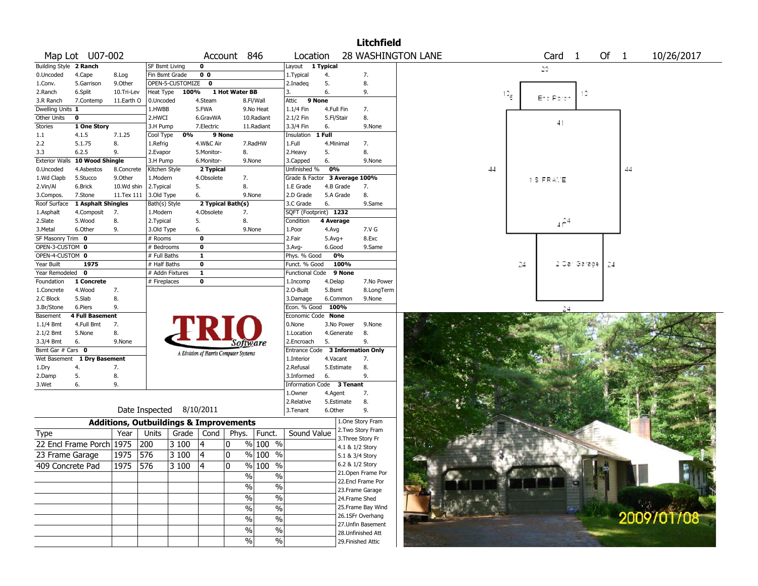# Litchfield

**Map Lot** U07-002 **Account** 846 **Location** 28 WASHINGTON LANE **Card** 1 **Of** 1 10/26/2017

| Building Style | 2 Ranch | | SF Bsmt Living | 0 | | Layout | 1 Typical | |
|---|---|---|---|---|---|---|---|---|
| 0.Uncoded | 4.Cape | 8.Log | Fin Bsmt Grade | 0 0 | | 1.Typical | 4. | 7. |
| 1.Conv. | 5.Garrison | 9.Other | OPEN-5-CUSTOMIZE | 0 | | 2.Inadeq | 5. | 8. |
| 2.Ranch | 6.Split | 10.Tri-Lev | Heat Type 100% | 1 Hot Water BB | | 3. | 6. | 9. |
| 3.R Ranch | 7.Contemp | 11.Earth O | 0.Uncoded | 4.Steam | 8.Fl/Wall | Attic | 9 None | |
| Dwelling Units | 1 | | 1.HWBB | 5.FWA | 9.No Heat | 1.1/4 Fin | 4.Full Fin | 7. |
| Other Units | 0 | | 2.HWCI | 6.GravWA | 10.Radiant | 2.1/2 Fin | 5.Fl/Stair | 8. |
| Stories | 1 One Story | | 3.H Pump | 7.Electric | 11.Radiant | 3.3/4 Fin | 6. | 9.None |
| 1.1 | 4.1.5 | 7.1.25 | Cool Type 0% | 9 None | | Insulation | 1 Full | |
| 2.2 | 5.1.75 | 8. | 1.Refrig | 4.W&C Air | 7.RadHW | 1.Full | 4.Minimal | 7. |
| 3.3 | 6.2.5 | 9. | 2.Evapor | 5.Monitor- | 8. | 2.Heavy | 5. | 8. |
| Exterior Walls | 10 Wood Shingle | | 3.H Pump | 6.Monitor- | 9.None | 3.Capped | 6. | 9.None |
| 0.Uncoded | 4.Asbestos | 8.Concrete | Kitchen Style | 2 Typical | | Unfinished % | 0% | |
| 1.Wd Clapb | 5.Stucco | 9.Other | 1.Modern | 4.Obsolete | 7. | Grade & Factor | 3 Average 100% | |
| 2.Vin/Al | 6.Brick | 10.Wd shin | 2.Typical | 5. | 8. | 1.E Grade | 4.B Grade | 7. |
| 3.Compos. | 7.Stone | 11.Tex 111 | 3.Old Type | 6. | 9.None | 2.D Grade | 5.A Grade | 8. |
| Roof Surface | 1 Asphalt Shingles | | Bath(s) Style | 2 Typical Bath(s) | | 3.C Grade | 6. | 9.Same |
| 1.Asphalt | 4.Composit | 7. | 1.Modern | 4.Obsolete | 7. | SQFT (Footprint) | 1232 | |
| 2.Slate | 5.Wood | 8. | 2.Typical | 5. | 8. | Condition | 4 Average | |
| 3.Metal | 6.Other | 9. | 3.Old Type | 6. | 9.None | 1.Poor | 4.Avg | 7.V G |
| SF Masonry Trim | 0 | | # Rooms | 0 | | 2.Fair | 5.Avg+ | 8.Exc |
| OPEN-3-CUSTOM | 0 | | # Bedrooms | 0 | | 3.Avg- | 6.Good | 9.Same |
| OPEN-4-CUSTOM | 0 | | # Full Baths | 1 | | Phys. % Good | 0% | |
| Year Built | 1975 | | # Half Baths | 0 | | Funct. % Good | 100% | |
| Year Remodeled | 0 | | # Addn Fixtures | 1 | | Functional Code | 9 None | |
| Foundation | 1 Concrete | | # Fireplaces | 0 | | 1.Incomp | 4.Delap | 7.No Power |
| 1.Concrete | 4.Wood | 7. | | | | 2.O-Built | 5.Bsmt | 8.LongTerm |
| 2.C Block | 5.Slab | 8. | | | | 3.Damage | 6.Common | 9.None |
| 3.Br/Stone | 6.Piers | 9. | | | | Econ. % Good | 100% | |
| Basement | 4 Full Basement | | | | | Economic Code | None | |
| 1.1/4 Bmt | 4.Full Bmt | 7. | | | | 0.None | 3.No Power | 9.None |
| 2.1/2 Bmt | 5.None | 8. | | | | 1.Location | 4.Generate | 8. |
| 3.3/4 Bmt | 6. | 9.None | | | | 2.Encroach | 5. | 9. |
| Bsmt Gar # Cars | 0 | | | | | Entrance Code | 3 Information Only | |
| Wet Basement | 1 Dry Basement | | | | | 1.Interior | 4.Vacant | 7. |
| 1.Dry | 4. | 7. | | | | 2.Refusal | 5.Estimate | 8. |
| 2.Damp | 5. | 8. | | | | 3.Informed | 6. | 9. |
| 3.Wet | 6. | 9. | | | | Information Code | 3 Tenant | |
| | | | | | | 1.Owner | 4.Agent | 7. |
| | | | | | | 2.Relative | 5.Estimate | 8. |
| | | | | | | 3.Tenant | 6.Other | 9. |

TRIO Software — A Division of Harris Computer Systems

Date Inspected 8/10/2011

## Additions, Outbuildings & Improvements

| Type | Year | Units | Grade | Cond | Phys. | Funct. | Sound Value |
|---|---|---|---|---|---|---|---|
| 22 Encl Frame Porch | 1975 | 200 | 3 100 | 4 | 0 % | 100 % | |
| 23 Frame Garage | 1975 | 576 | 3 100 | 4 | 0 % | 100 % | |
| 409 Concrete Pad | 1975 | 576 | 3 100 | 4 | 0 % | 100 % | |
| | | | | | % | % | |
| | | | | | % | % | |
| | | | | | % | % | |
| | | | | | % | % | |
| | | | | | % | % | |
| | | | | | % | % | |
| | | | | | % | % | |

1.One Story Fram
2.Two Story Fram
3.Three Story Fr
4.1 & 1/2 Story
5.1 & 3/4 Story
6.2 & 1/2 Story
21.Open Frame Por
22.Encl Frame Por
23.Frame Garage
24.Frame Shed
25.Frame Bay Wind
26.1SFr Overhang
27.Unfin Basement
28.Unfinished Att
29.Finished Attic

Sketch: Encl Porch (20 x 10); 1S FRAME (44 x 28/41); 2 Car Garage (24 x 24)

2009/01/08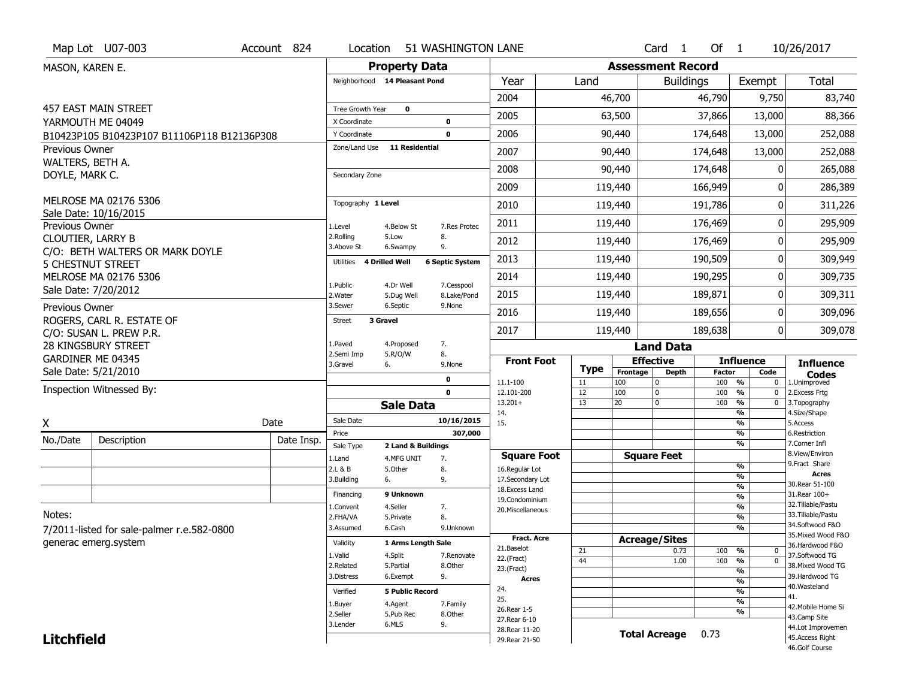Map Lot U07-003 | Account 824 | Location 51 WASHINGTON LANE | Card 1 Of 1 | 10/26/2017

MASON, KAREN E.

457 EAST MAIN STREET
YARMOUTH ME 04049
B10423P105 B10423P107 B11106P118 B12136P308

Previous Owner
WALTERS, BETH A.
DOYLE, MARK C.

MELROSE MA 02176 5306
Sale Date: 10/16/2015

Previous Owner
CLOUTIER, LARRY B
C/O: BETH WALTERS OR MARK DOYLE
5 CHESTNUT STREET
MELROSE MA 02176 5306
Sale Date: 7/20/2012

Previous Owner
ROGERS, CARL R. ESTATE OF
C/O: SUSAN L. PREW P.R.
28 KINGSBURY STREET
GARDINER ME 04345
Sale Date: 5/21/2010

Inspection Witnessed By:

X ______________________ Date

| No./Date | Description | Date Insp. |
|---|---|---|
| | | |
| | | |
| | | |

Notes:
7/2011-listed for sale-palmer r.e.582-0800
generac emerg.system

**Litchfield**

## Property Data

Neighborhood: 14 Pleasant Pond

Tree Growth Year: 0
X Coordinate: 0
Y Coordinate: 0
Zone/Land Use: 11 Residential
Secondary Zone:

Topography: 1 Level
1.Level 4.Below St 7.Res Protec
2.Rolling 5.Low 8.
3.Above St 6.Swampy 9.

Utilities: 4 Drilled Well, 6 Septic System
1.Public 4.Dr Well 7.Cesspool
2.Water 5.Dug Well 8.Lake/Pond
3.Sewer 6.Septic 9.None

Street: 3 Gravel
1.Paved 4.Proposed 7.
2.Semi Imp 5.R/O/W 8.
3.Gravel 6. 9.None

0
0

## Sale Data

Sale Date: 10/16/2015
Price: 307,000
Sale Type: 2 Land & Buildings
1.Land 4.MFG UNIT 7.
2.L & B 5.Other 8.
3.Building 6. 9.

Financing: 9 Unknown
1.Convent 4.Seller 7.
2.FHA/VA 5.Private 8.
3.Assumed 6.Cash 9.Unknown

Validity: 1 Arms Length Sale
1.Valid 4.Split 7.Renovate
2.Related 5.Partial 8.Other
3.Distress 6.Exempt 9.

Verified: 5 Public Record
1.Buyer 4.Agent 7.Family
2.Seller 5.Pub Rec 8.Other
3.Lender 6.MLS 9.

## Assessment Record

| Year | Land | Buildings | Exempt | Total |
|---|---|---|---|---|
| 2004 | 46,700 | 46,790 | 9,750 | 83,740 |
| 2005 | 63,500 | 37,866 | 13,000 | 88,366 |
| 2006 | 90,440 | 174,648 | 13,000 | 252,088 |
| 2007 | 90,440 | 174,648 | 13,000 | 252,088 |
| 2008 | 90,440 | 174,648 | 0 | 265,088 |
| 2009 | 119,440 | 166,949 | 0 | 286,389 |
| 2010 | 119,440 | 191,786 | 0 | 311,226 |
| 2011 | 119,440 | 176,469 | 0 | 295,909 |
| 2012 | 119,440 | 176,469 | 0 | 295,909 |
| 2013 | 119,440 | 190,509 | 0 | 309,949 |
| 2014 | 119,440 | 190,295 | 0 | 309,735 |
| 2015 | 119,440 | 189,871 | 0 | 309,311 |
| 2016 | 119,440 | 189,656 | 0 | 309,096 |
| 2017 | 119,440 | 189,638 | 0 | 309,078 |

## Land Data

| Front Foot | Type | Effective Frontage | Effective Depth | Influence Factor | Influence Code |
|---|---|---|---|---|---|
| 11.1-100 | 11 | 100 | 0 | 100 % | 0 |
| 12.101-200 | 12 | 100 | 0 | 100 % | 0 |
| 13.201+ | 13 | 20 | 0 | 100 % | 0 |
| 14. | | | | % | |
| 15. | | | | % | |

| Square Foot | Type | Square Feet | Influence Factor | Influence Code |
|---|---|---|---|---|
| 16.Regular Lot | | | % | |
| 17.Secondary Lot | | | % | |
| 18.Excess Land | | | % | |
| 19.Condominium | | | % | |
| 20.Miscellaneous | | | % | |

| Fract. Acre | Type | Acreage/Sites | Influence Factor | Influence Code |
|---|---|---|---|---|
| 21.Baselot | 21 | 0.73 | 100 % | 0 |
| 22.(Fract) | 44 | 1.00 | 100 % | 0 |
| 23.(Fract) | | | % | |
| **Acres** | | | % | |
| 24. | | | % | |
| 25. | | | % | |
| 26.Rear 1-5 | | | % | |
| 27.Rear 6-10 | | | | |
| 28.Rear 11-20 | | | | |
| 29.Rear 21-50 | | | | |

**Total Acreage** 0.73

**Influence Codes**
1.Unimproved
2.Excess Frtg
3.Topography
4.Size/Shape
5.Access
6.Restriction
7.Corner Infl
8.View/Environ
9.Fract Share

**Acres**
30.Rear 51-100
31.Rear 100+
32.Tillable/Pastu
33.Tillable/Pastu
34.Softwood F&O
35.Mixed Wood F&O
36.Hardwood F&O
37.Softwood TG
38.Mixed Wood TG
39.Hardwood TG
40.Wasteland
41.
42.Mobile Home Si
43.Camp Site
44.Lot Improvemen
45.Access Right
46.Golf Course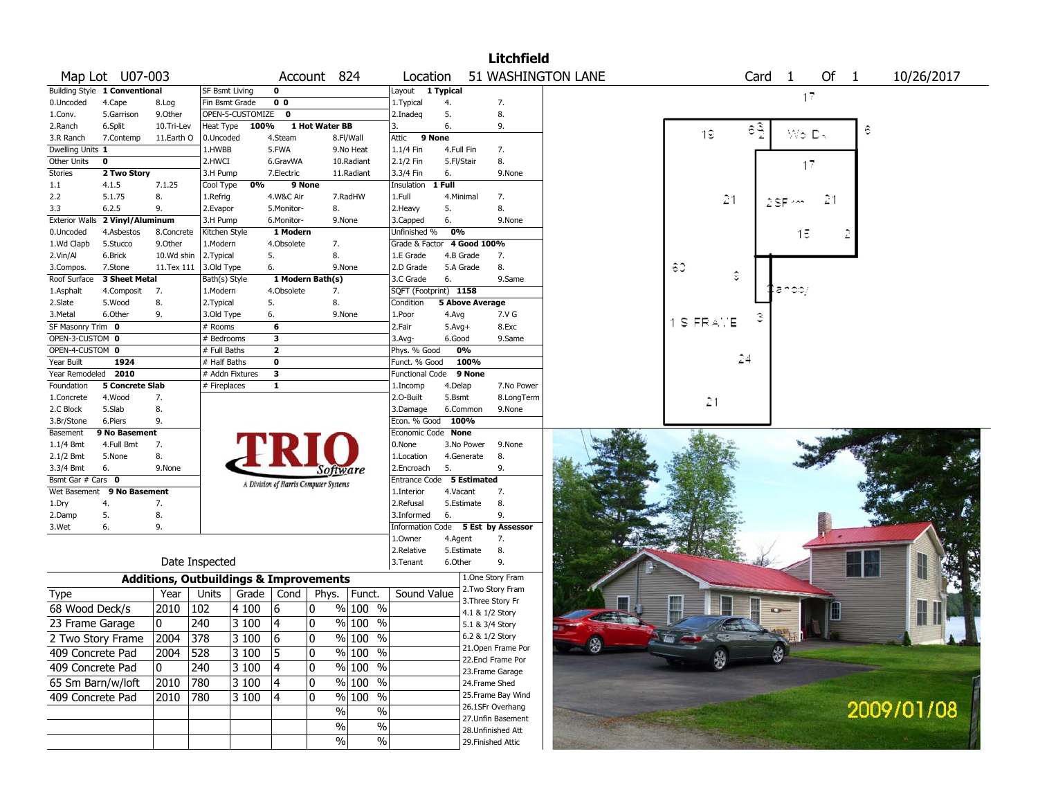# Litchfield

| Map Lot | U07-003 | Account | 824 | Location | 51 WASHINGTON LANE | Card | 1 | Of | 1 | 10/26/2017 |
|---|---|---|---|---|---|---|---|---|---|---|

| Building Style | 1 Conventional | | SF Bsmt Living | 0 | | Layout | 1 Typical | |
|---|---|---|---|---|---|---|---|---|
| 0.Uncoded | 4.Cape | 8.Log | Fin Bsmt Grade | 0 0 | | 1.Typical | 4. | 7. |
| 1.Conv. | 5.Garrison | 9.Other | OPEN-5-CUSTOMIZE | 0 | | 2.Inadeq | 5. | 8. |
| 2.Ranch | 6.Split | 10.Tri-Lev | Heat Type | 100% | 1 Hot Water BB | 3. | 6. | 9. |
| 3.R Ranch | 7.Contemp | 11.Earth O | 0.Uncoded | 4.Steam | 8.Fl/Wall | Attic | 9 None | |
| Dwelling Units | 1 | | 1.HWBB | 5.FWA | 9.No Heat | 1.1/4 Fin | 4.Full Fin | 7. |
| Other Units | 0 | | 2.HWCI | 6.GravWA | 10.Radiant | 2.1/2 Fin | 5.Fl/Stair | 8. |
| Stories | 2 Two Story | | 3.H Pump | 7.Electric | 11.Radiant | 3.3/4 Fin | 6. | 9.None |
| 1.1 | 4.1.5 | 7.1.25 | Cool Type | 0% | 9 None | Insulation | 1 Full | |
| 2.2 | 5.1.75 | 8. | 1.Refrig | 4.W&C Air | 7.RadHW | 1.Full | 4.Minimal | 7. |
| 3.3 | 6.2.5 | 9. | 2.Evapor | 5.Monitor- | 8. | 2.Heavy | 5. | 8. |
| Exterior Walls | 2 Vinyl/Aluminum | | 3.H Pump | 6.Monitor- | 9.None | 3.Capped | 6. | 9.None |
| 0.Uncoded | 4.Asbestos | 8.Concrete | Kitchen Style | 1 Modern | | Unfinished % | 0% | |
| 1.Wd Clapb | 5.Stucco | 9.Other | 1.Modern | 4.Obsolete | 7. | Grade & Factor | 4 Good 100% | |
| 2.Vin/Al | 6.Brick | 10.Wd shin | 2.Typical | 5. | 8. | 1.E Grade | 4.B Grade | 7. |
| 3.Compos. | 7.Stone | 11.Tex 111 | 3.Old Type | 6. | 9.None | 2.D Grade | 5.A Grade | 8. |
| Roof Surface | 3 Sheet Metal | | Bath(s) Style | 1 Modern Bath(s) | | 3.C Grade | 6. | 9.Same |
| 1.Asphalt | 4.Composit | 7. | 1.Modern | 4.Obsolete | 7. | SQFT (Footprint) | 1158 | |
| 2.Slate | 5.Wood | 8. | 2.Typical | 5. | 8. | Condition | 5 Above Average | |
| 3.Metal | 6.Other | 9. | 3.Old Type | 6. | 9.None | 1.Poor | 4.Avg | 7.V G |
| SF Masonry Trim | 0 | | # Rooms | 6 | | 2.Fair | 5.Avg+ | 8.Exc |
| OPEN-3-CUSTOM | 0 | | # Bedrooms | 3 | | 3.Avg- | 6.Good | 9.Same |
| OPEN-4-CUSTOM | 0 | | # Full Baths | 2 | | Phys. % Good | 0% | |
| Year Built | 1924 | | # Half Baths | 0 | | Funct. % Good | 100% | |
| Year Remodeled | 2010 | | # Addn Fixtures | 3 | | Functional Code | 9 None | |
| Foundation | 5 Concrete Slab | | # Fireplaces | 1 | | 1.Incomp | 4.Delap | 7.No Power |
| 1.Concrete | 4.Wood | 7. | | | | 2.O-Built | 5.Bsmt | 8.LongTerm |
| 2.C Block | 5.Slab | 8. | | | | 3.Damage | 6.Common | 9.None |
| 3.Br/Stone | 6.Piers | 9. | | | | Econ. % Good | 100% | |
| Basement | 9 No Basement | | | | | Economic Code | None | |
| 1.1/4 Bmt | 4.Full Bmt | 7. | | | | 0.None | 3.No Power | 9.None |
| 2.1/2 Bmt | 5.None | 8. | | | | 1.Location | 4.Generate | 8. |
| 3.3/4 Bmt | 6. | 9.None | | | | 2.Encroach | 5. | 9. |
| Bsmt Gar # Cars | 0 | | | | | Entrance Code | 5 Estimated | |
| Wet Basement | 9 No Basement | | | | | 1.Interior | 4.Vacant | 7. |
| 1.Dry | 4. | 7. | | | | 2.Refusal | 5.Estimate | 8. |
| 2.Damp | 5. | 8. | | | | 3.Informed | 6. | 9. |
| 3.Wet | 6. | 9. | | | | Information Code | 5 Est by Assessor | |
| | | | | | | 1.Owner | 4.Agent | 7. |
| | | | | | | 2.Relative | 5.Estimate | 8. |
| | Date Inspected | | | | | 3.Tenant | 6.Other | 9. |

TRIO Software — A Division of Harris Computer Systems

## Additions, Outbuildings & Improvements

| Type | Year | Units | Grade | Cond | Phys. | Funct. | Sound Value |
|---|---|---|---|---|---|---|---|
| 68 Wood Deck/s | 2010 | 102 | 4 100 | 6 | 0 % | 100 % | |
| 23 Frame Garage | 0 | 240 | 3 100 | 4 | 0 % | 100 % | |
| 2 Two Story Frame | 2004 | 378 | 3 100 | 6 | 0 % | 100 % | |
| 409 Concrete Pad | 2004 | 528 | 3 100 | 5 | 0 % | 100 % | |
| 409 Concrete Pad | 0 | 240 | 3 100 | 4 | 0 % | 100 % | |
| 65 Sm Barn/w/loft | 2010 | 780 | 3 100 | 4 | 0 % | 100 % | |
| 409 Concrete Pad | 2010 | 780 | 3 100 | 4 | 0 % | 100 % | |
| | | | | | % | % | |
| | | | | | % | % | |
| | | | | | % | % | |

1.One Story Fram
2.Two Story Fram
3.Three Story Fr
4.1 & 1/2 Story
5.1 & 3/4 Story
6.2 & 1/2 Story
21.Open Frame Por
22.Encl Frame Por
23.Frame Garage
24.Frame Shed
25.Frame Bay Wind
26.1SFr Overhang
27.Unfin Basement
28.Unfinished Att
29.Finished Attic

Sketch labels: 17, 19, 68, Wo Dk, 6, 17, 21, 2SFr, 21, 15, 2, 60, 3, Canopy, 1 S FRAME, 3, 24, 21

2009/01/08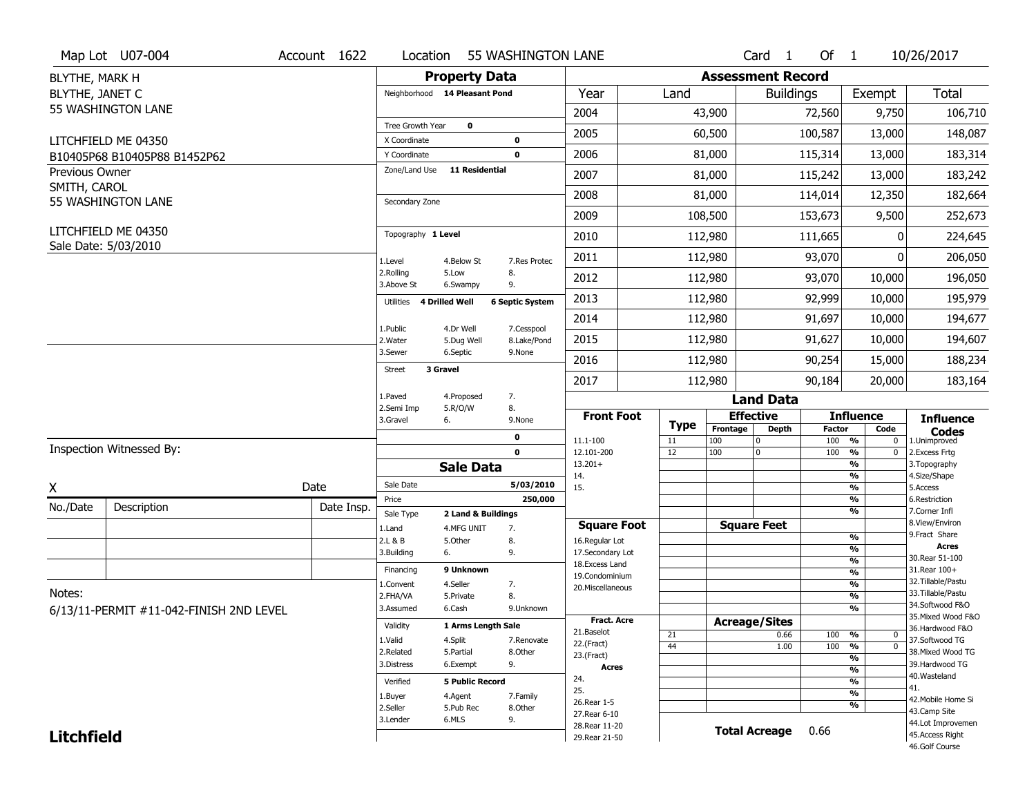Map Lot U07-004 | Account 1622 | Location 55 WASHINGTON LANE | Card 1 Of 1 | 10/26/2017

BLYTHE, MARK H
BLYTHE, JANET C
55 WASHINGTON LANE

LITCHFIELD ME 04350
B10405P68 B10405P88 B1452P62

Previous Owner
SMITH, CAROL
55 WASHINGTON LANE

LITCHFIELD ME 04350
Sale Date: 5/03/2010

## Property Data

Neighborhood **14 Pleasant Pond**

Tree Growth Year **0**
X Coordinate **0**
Y Coordinate **0**
Zone/Land Use **11 Residential**

Secondary Zone

Topography **1 Level**

1.Level 4.Below St 7.Res Protec
2.Rolling 5.Low 8.
3.Above St 6.Swampy 9.

Utilities **4 Drilled Well** **6 Septic System**

1.Public 4.Dr Well 7.Cesspool
2.Water 5.Dug Well 8.Lake/Pond
3.Sewer 6.Septic 9.None

Street **3 Gravel**

1.Paved 4.Proposed 7.
2.Semi Imp 5.R/O/W 8.
3.Gravel 6. 9.None

0
0

## Sale Data

Sale Date **5/03/2010**
Price **250,000**
Sale Type **2 Land & Buildings**

1.Land 4.MFG UNIT 7.
2.L & B 5.Other 8.
3.Building 6. 9.

Financing **9 Unknown**

1.Convent 4.Seller 7.
2.FHA/VA 5.Private 8.
3.Assumed 6.Cash 9.Unknown

Validity **1 Arms Length Sale**

1.Valid 4.Split 7.Renovate
2.Related 5.Partial 8.Other
3.Distress 6.Exempt 9.

Verified **5 Public Record**

1.Buyer 4.Agent 7.Family
2.Seller 5.Pub Rec 8.Other
3.Lender 6.MLS 9.

## Assessment Record

| Year | Land | Buildings | Exempt | Total |
|---|---|---|---|---|
| 2004 | 43,900 | 72,560 | 9,750 | 106,710 |
| 2005 | 60,500 | 100,587 | 13,000 | 148,087 |
| 2006 | 81,000 | 115,314 | 13,000 | 183,314 |
| 2007 | 81,000 | 115,242 | 13,000 | 183,242 |
| 2008 | 81,000 | 114,014 | 12,350 | 182,664 |
| 2009 | 108,500 | 153,673 | 9,500 | 252,673 |
| 2010 | 112,980 | 111,665 | 0 | 224,645 |
| 2011 | 112,980 | 93,070 | 0 | 206,050 |
| 2012 | 112,980 | 93,070 | 10,000 | 196,050 |
| 2013 | 112,980 | 92,999 | 10,000 | 195,979 |
| 2014 | 112,980 | 91,697 | 10,000 | 194,677 |
| 2015 | 112,980 | 91,627 | 10,000 | 194,607 |
| 2016 | 112,980 | 90,254 | 15,000 | 188,234 |
| 2017 | 112,980 | 90,184 | 20,000 | 183,164 |

## Land Data

| Front Foot | Type | Effective Frontage | Effective Depth | Influence Factor | Influence Code |
|---|---|---|---|---|---|
| 11.1-100 | 11 | 100 | 0 | 100 % | 0 |
| 12.101-200 | 12 | 100 | 0 | 100 % | 0 |
| 13.201+ | | | | % | |
| 14. | | | | % | |
| 15. | | | | % | |

| Square Foot | Square Feet | Influence Factor | Code |
|---|---|---|---|
| 16.Regular Lot | | % | |
| 17.Secondary Lot | | % | |
| 18.Excess Land | | % | |
| 19.Condominium | | % | |
| 20.Miscellaneous | | % | |

| Fract. Acre / Acres | Type | Acreage/Sites | Influence Factor | Code |
|---|---|---|---|---|
| 21.Baselot | 21 | 0.66 | 100 % | 0 |
| 22.(Fract) | 44 | 1.00 | 100 % | 0 |
| 23.(Fract) | | | % | |
| 24. | | | % | |
| 25. | | | % | |
| 26.Rear 1-5 | | | % | |
| 27.Rear 6-10 | | | | |
| 28.Rear 11-20 | | | | |
| 29.Rear 21-50 | | | | |

**Total Acreage** 0.66

**Influence Codes**
1.Unimproved
2.Excess Frtg
3.Topography
4.Size/Shape
5.Access
6.Restriction
7.Corner Infl
8.View/Environ
9.Fract Share

**Acres**
30.Rear 51-100
31.Rear 100+
32.Tillable/Pastu
33.Tillable/Pastu
34.Softwood F&O
35.Mixed Wood F&O
36.Hardwood F&O
37.Softwood TG
38.Mixed Wood TG
39.Hardwood TG
40.Wasteland
41.
42.Mobile Home Si
43.Camp Site
44.Lot Improvemen
45.Access Right
46.Golf Course

Inspection Witnessed By:

X ______________________ Date

| No./Date | Description | Date Insp. |
|---|---|---|
| | | |
| | | |
| | | |

Notes:
6/13/11-PERMIT #11-042-FINISH 2ND LEVEL

**Litchfield**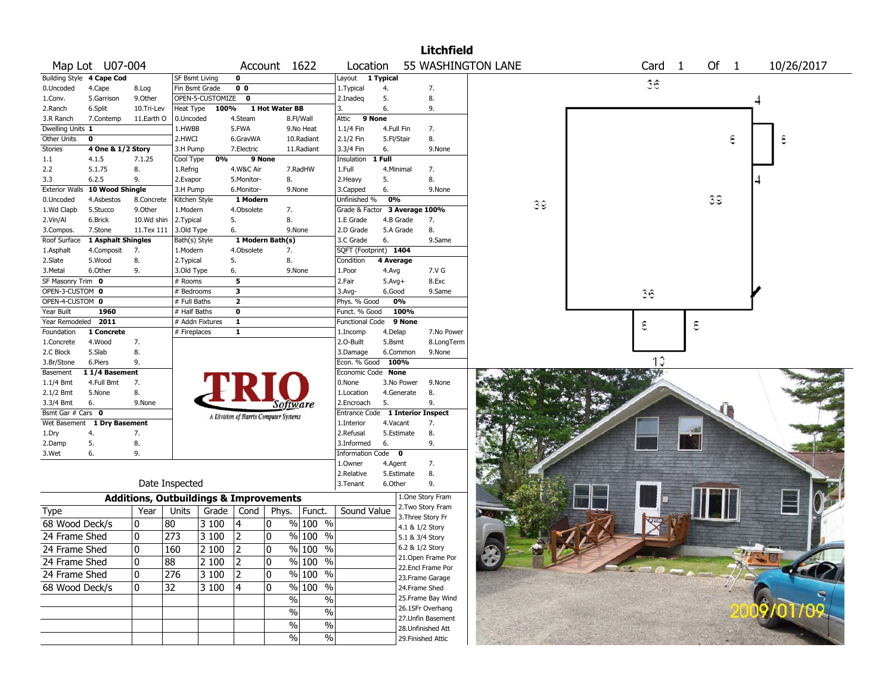# Litchfield

**Map Lot** U07-004 **Account** 1622 **Location** 55 WASHINGTON LANE **Card** 1 **Of** 1 10/26/2017

| | | | |
|---|---|---|---|
| Building Style | 4 Cape Cod | | |
| 0.Uncoded | 4.Cape | 8.Log | |
| 1.Conv. | 5.Garrison | 9.Other | |
| 2.Ranch | 6.Split | 10.Tri-Lev | |
| 3.R Ranch | 7.Contemp | 11.Earth O | |
| Dwelling Units | 1 | | |
| Other Units | 0 | | |
| Stories | 4 One & 1/2 Story | | |
| 1.1 | 4.1.5 | 7.1.25 | |
| 2.2 | 5.1.75 | 8. | |
| 3.3 | 6.2.5 | 9. | |
| Exterior Walls | 10 Wood Shingle | | |
| 0.Uncoded | 4.Asbestos | 8.Concrete | |
| 1.Wd Clapb | 5.Stucco | 9.Other | |
| 2.Vin/Al | 6.Brick | 10.Wd shin | |
| 3.Compos. | 7.Stone | 11.Tex 111 | |
| Roof Surface | 1 Asphalt Shingles | | |
| 1.Asphalt | 4.Composit | 7. | |
| 2.Slate | 5.Wood | 8. | |
| 3.Metal | 6.Other | 9. | |
| SF Masonry Trim | 0 | | |
| OPEN-3-CUSTOM | 0 | | |
| OPEN-4-CUSTOM | 0 | | |
| Year Built | 1960 | | |
| Year Remodeled | 2011 | | |
| Foundation | 1 Concrete | | |
| 1.Concrete | 4.Wood | 7. | |
| 2.C Block | 5.Slab | 8. | |
| 3.Br/Stone | 6.Piers | 9. | |
| Basement | 1 1/4 Basement | | |
| 1.1/4 Bmt | 4.Full Bmt | 7. | |
| 2.1/2 Bmt | 5.None | 8. | |
| 3.3/4 Bmt | 6. | 9.None | |
| Bsmt Gar # Cars | 0 | | |
| Wet Basement | 1 Dry Basement | | |
| 1.Dry | 4. | 7. | |
| 2.Damp | 5. | 8. | |
| 3.Wet | 6. | 9. | |

| | | | |
|---|---|---|---|
| SF Bsmt Living | 0 | | |
| Fin Bsmt Grade | 0 0 | | |
| OPEN-5-CUSTOMIZE | 0 | | |
| Heat Type | 100% | 1 Hot Water BB | |
| 0.Uncoded | 4.Steam | 8.Fl/Wall | |
| 1.HWBB | 5.FWA | 9.No Heat | |
| 2.HWCI | 6.GravWA | 10.Radiant | |
| 3.H Pump | 7.Electric | 11.Radiant | |
| Cool Type | 0% | 9 None | |
| 1.Refrig | 4.W&C Air | 7.RadHW | |
| 2.Evapor | 5.Monitor- | 8. | |
| 3.H Pump | 6.Monitor- | 9.None | |
| Kitchen Style | 1 Modern | | |
| 1.Modern | 4.Obsolete | 7. | |
| 2.Typical | 5. | 8. | |
| 3.Old Type | 6. | 9.None | |
| Bath(s) Style | 1 Modern Bath(s) | | |
| 1.Modern | 4.Obsolete | 7. | |
| 2.Typical | 5. | 8. | |
| 3.Old Type | 6. | 9.None | |
| # Rooms | 5 | | |
| # Bedrooms | 3 | | |
| # Full Baths | 2 | | |
| # Half Baths | 0 | | |
| # Addn Fixtures | 1 | | |
| # Fireplaces | 1 | | |

| | | | |
|---|---|---|---|
| Layout | 1 Typical | | |
| 1.Typical | 4. | 7. | |
| 2.Inadeq | 5. | 8. | |
| 3. | 6. | 9. | |
| Attic | 9 None | | |
| 1.1/4 Fin | 4.Full Fin | 7. | |
| 2.1/2 Fin | 5.Fl/Stair | 8. | |
| 3.3/4 Fin | 6. | 9.None | |
| Insulation | 1 Full | | |
| 1.Full | 4.Minimal | 7. | |
| 2.Heavy | 5. | 8. | |
| 3.Capped | 6. | 9.None | |
| Unfinished % | 0% | | |
| Grade & Factor | 3 Average 100% | | |
| 1.E Grade | 4.B Grade | 7. | |
| 2.D Grade | 5.A Grade | 8. | |
| 3.C Grade | 6. | 9.Same | |
| SQFT (Footprint) | 1404 | | |
| Condition | 4 Average | | |
| 1.Poor | 4.Avg | 7.V G | |
| 2.Fair | 5.Avg+ | 8.Exc | |
| 3.Avg- | 6.Good | 9.Same | |
| Phys. % Good | 0% | | |
| Funct. % Good | 100% | | |
| Functional Code | 9 None | | |
| 1.Incomp | 4.Delap | 7.No Power | |
| 2.O-Built | 5.Bsmt | 8.LongTerm | |
| 3.Damage | 6.Common | 9.None | |
| Econ. % Good | 100% | | |
| Economic Code | None | | |
| 0.None | 3.No Power | 9.None | |
| 1.Location | 4.Generate | 8. | |
| 2.Encroach | 5. | 9. | |
| Entrance Code | 1 Interior Inspect | | |
| 1.Interior | 4.Vacant | 7. | |
| 2.Refusal | 5.Estimate | 8. | |
| 3.Informed | 6. | 9. | |
| Information Code | 0 | | |
| 1.Owner | 4.Agent | 7. | |
| 2.Relative | 5.Estimate | 8. | |
| 3.Tenant | 6.Other | 9. | |

Date Inspected

## Additions, Outbuildings & Improvements

| Type | Year | Units | Grade | Cond | Phys. | Funct. | Sound Value |
|---|---|---|---|---|---|---|---|
| 68 Wood Deck/s | 0 | 80 | 3 100 | 4 | 0 % | 100 % | |
| 24 Frame Shed | 0 | 273 | 3 100 | 2 | 0 % | 100 % | |
| 24 Frame Shed | 0 | 160 | 2 100 | 2 | 0 % | 100 % | |
| 24 Frame Shed | 0 | 88 | 2 100 | 2 | 0 % | 100 % | |
| 24 Frame Shed | 0 | 276 | 3 100 | 2 | 0 % | 100 % | |
| 68 Wood Deck/s | 0 | 32 | 3 100 | 4 | 0 % | 100 % | |
| | | | | | % | % | |
| | | | | | % | % | |
| | | | | | % | % | |
| | | | | | % | % | |

1.One Story Fram
2.Two Story Fram
3.Three Story Fr
4.1 & 1/2 Story
5.1 & 3/4 Story
6.2 & 1/2 Story
21.Open Frame Por
22.Encl Frame Por
23.Frame Garage
24.Frame Shed
25.Frame Bay Wind
26.1SFr Overhang
27.Unfin Basement
28.Unfinished Att
29.Finished Attic

2009/01/09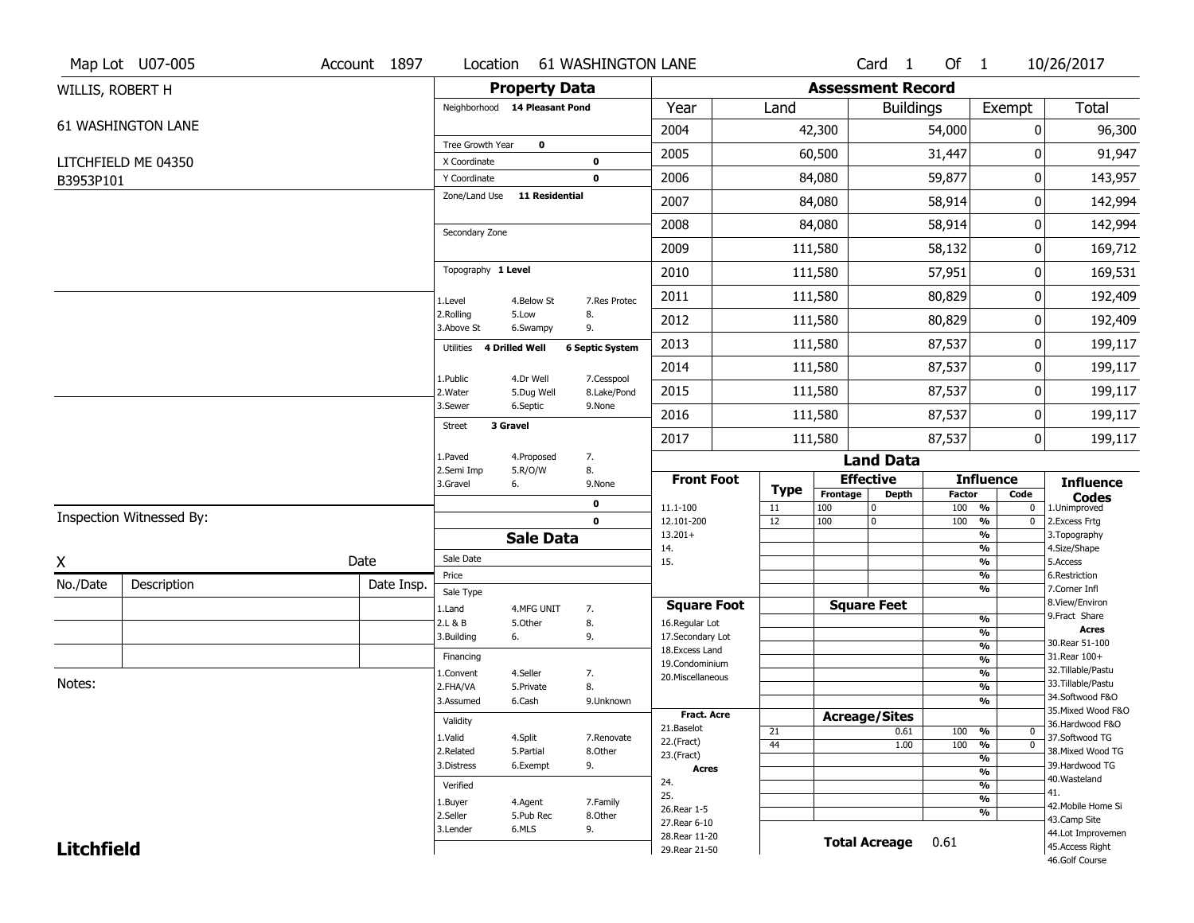Map Lot U07-005 | Account 1897 | Location 61 WASHINGTON LANE | Card 1 Of 1 | 10/26/2017

WILLIS, ROBERT H

61 WASHINGTON LANE

LITCHFIELD ME 04350

B3953P101

## Property Data

| | |
|---|---|
| Neighborhood | 14 Pleasant Pond |
| Tree Growth Year | 0 |
| X Coordinate | 0 |
| Y Coordinate | 0 |
| Zone/Land Use | 11 Residential |
| Secondary Zone | |
| Topography | 1 Level |
| Utilities | 4 Drilled Well, 6 Septic System |
| Street | 3 Gravel |

Topography: 1.Level, 2.Rolling, 3.Above St, 4.Below St, 5.Low, 6.Swampy, 7.Res Protec, 8., 9.

Utilities: 1.Public, 2.Water, 3.Sewer, 4.Dr Well, 5.Dug Well, 6.Septic, 7.Cesspool, 8.Lake/Pond, 9.None

Street: 1.Paved, 2.Semi Imp, 3.Gravel, 4.Proposed, 5.R/O/W, 6., 7., 8., 9.None

0

0

## Sale Data

Sale Date

Price

Sale Type: 1.Land, 2.L & B, 3.Building, 4.MFG UNIT, 5.Other, 6., 7., 8., 9.

Financing: 1.Convent, 2.FHA/VA, 3.Assumed, 4.Seller, 5.Private, 6.Cash, 7., 8., 9.Unknown

Validity: 1.Valid, 2.Related, 3.Distress, 4.Split, 5.Partial, 6.Exempt, 7.Renovate, 8.Other, 9.

Verified: 1.Buyer, 2.Seller, 3.Lender, 4.Agent, 5.Pub Rec, 6.MLS, 7.Family, 8.Other, 9.

## Assessment Record

| Year | Land | Buildings | Exempt | Total |
|---|---|---|---|---|
| 2004 | 42,300 | 54,000 | 0 | 96,300 |
| 2005 | 60,500 | 31,447 | 0 | 91,947 |
| 2006 | 84,080 | 59,877 | 0 | 143,957 |
| 2007 | 84,080 | 58,914 | 0 | 142,994 |
| 2008 | 84,080 | 58,914 | 0 | 142,994 |
| 2009 | 111,580 | 58,132 | 0 | 169,712 |
| 2010 | 111,580 | 57,951 | 0 | 169,531 |
| 2011 | 111,580 | 80,829 | 0 | 192,409 |
| 2012 | 111,580 | 80,829 | 0 | 192,409 |
| 2013 | 111,580 | 87,537 | 0 | 199,117 |
| 2014 | 111,580 | 87,537 | 0 | 199,117 |
| 2015 | 111,580 | 87,537 | 0 | 199,117 |
| 2016 | 111,580 | 87,537 | 0 | 199,117 |
| 2017 | 111,580 | 87,537 | 0 | 199,117 |

## Land Data

| Front Foot | Type | Effective Frontage | Effective Depth | Influence Factor | Influence Code |
|---|---|---|---|---|---|
| 11.1-100 | 11 | 100 | 0 | 100 % | 0 |
| 12.101-200 | 12 | 100 | 0 | 100 % | 0 |
| 13.201+ | | | | % | |
| 14. | | | | % | |
| 15. | | | | % | |

| Square Foot | Square Feet | Influence Factor | Code |
|---|---|---|---|
| 16.Regular Lot | | % | |
| 17.Secondary Lot | | % | |
| 18.Excess Land | | % | |
| 19.Condominium | | % | |
| 20.Miscellaneous | | % | |

| Fract. Acre / Acres | Type | Acreage/Sites | Influence Factor | Code |
|---|---|---|---|---|
| 21.Baselot | 21 | 0.61 | 100 % | 0 |
| 22.(Fract) | 44 | 1.00 | 100 % | 0 |
| 23.(Fract) | | | % | |
| 24. | | | % | |
| 25. | | | % | |
| 26.Rear 1-5 | | | % | |
| 27.Rear 6-10 | | | | |
| 28.Rear 11-20 | | | | |
| 29.Rear 21-50 | | | | |

**Total Acreage** 0.61

Influence Codes: 1.Unimproved, 2.Excess Frtg, 3.Topography, 4.Size/Shape, 5.Access, 6.Restriction, 7.Corner Infl, 8.View/Environ, 9.Fract Share

Acres: 30.Rear 51-100, 31.Rear 100+, 32.Tillable/Pastu, 33.Tillable/Pastu, 34.Softwood F&O, 35.Mixed Wood F&O, 36.Hardwood F&O, 37.Softwood TG, 38.Mixed Wood TG, 39.Hardwood TG, 40.Wasteland, 41., 42.Mobile Home Si, 43.Camp Site, 44.Lot Improvemen, 45.Access Right, 46.Golf Course

Inspection Witnessed By:

X ______________________ Date

| No./Date | Description | Date Insp. |
|---|---|---|
| | | |
| | | |
| | | |

Notes:

**Litchfield**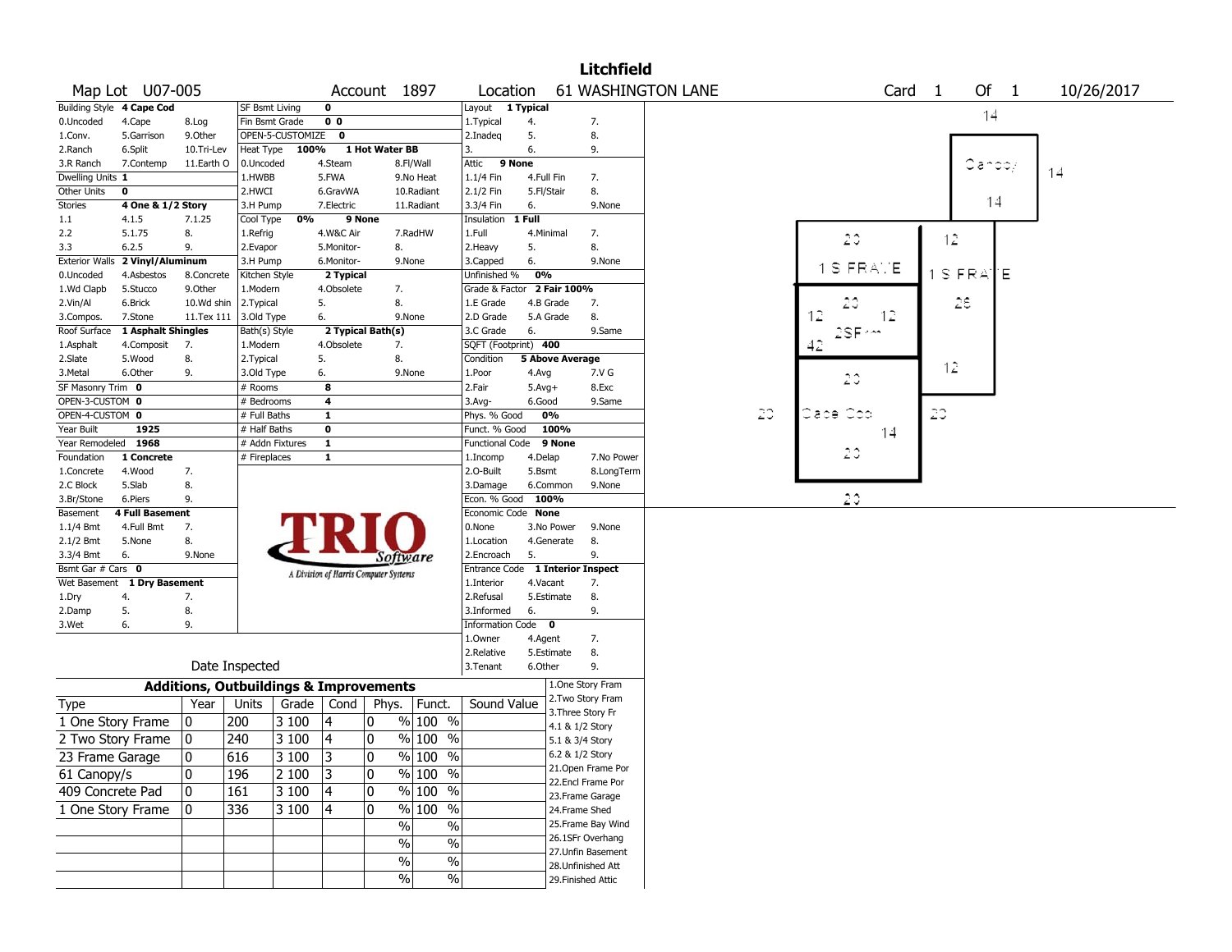# Litchfield

**Map Lot** U07-005 **Account** 1897 **Location** 61 WASHINGTON LANE **Card** 1 **Of** 1 10/26/2017

| Field | Value | Options | | |
|---|---|---|---|---|
| Building Style | 4 Cape Cod | | | |
| | | 0.Uncoded | 4.Cape | 8.Log |
| | | 1.Conv. | 5.Garrison | 9.Other |
| | | 2.Ranch | 6.Split | 10.Tri-Lev |
| | | 3.R Ranch | 7.Contemp | 11.Earth O |
| Dwelling Units | 1 | | | |
| Other Units | 0 | | | |
| Stories | 4 One & 1/2 Story | | | |
| | | 1.1 | 4.1.5 | 7.1.25 |
| | | 2.2 | 5.1.75 | 8. |
| | | 3.3 | 6.2.5 | 9. |
| Exterior Walls | 2 Vinyl/Aluminum | | | |
| | | 0.Uncoded | 4.Asbestos | 8.Concrete |
| | | 1.Wd Clapb | 5.Stucco | 9.Other |
| | | 2.Vin/Al | 6.Brick | 10.Wd shin |
| | | 3.Compos. | 7.Stone | 11.Tex 111 |
| Roof Surface | 1 Asphalt Shingles | | | |
| | | 1.Asphalt | 4.Composit | 7. |
| | | 2.Slate | 5.Wood | 8. |
| | | 3.Metal | 6.Other | 9. |
| SF Masonry Trim | 0 | | | |
| OPEN-3-CUSTOM | 0 | | | |
| OPEN-4-CUSTOM | 0 | | | |
| Year Built | 1925 | | | |
| Year Remodeled | 1968 | | | |
| Foundation | 1 Concrete | | | |
| | | 1.Concrete | 4.Wood | 7. |
| | | 2.C Block | 5.Slab | 8. |
| | | 3.Br/Stone | 6.Piers | 9. |
| Basement | 4 Full Basement | | | |
| | | 1.1/4 Bmt | 4.Full Bmt | 7. |
| | | 2.1/2 Bmt | 5.None | 8. |
| | | 3.3/4 Bmt | 6. | 9.None |
| Bsmt Gar # Cars | 0 | | | |
| Wet Basement | 1 Dry Basement | | | |
| | | 1.Dry | 4. | 7. |
| | | 2.Damp | 5. | 8. |
| | | 3.Wet | 6. | 9. |

| Field | Value | Options | | |
|---|---|---|---|---|
| SF Bsmt Living | 0 | | | |
| Fin Bsmt Grade | 0 0 | | | |
| OPEN-5-CUSTOMIZE | 0 | | | |
| Heat Type | 100% 1 Hot Water BB | | | |
| | | 0.Uncoded | 4.Steam | 8.Fl/Wall |
| | | 1.HWBB | 5.FWA | 9.No Heat |
| | | 2.HWCI | 6.GravWA | 10.Radiant |
| | | 3.H Pump | 7.Electric | 11.Radiant |
| Cool Type | 0% 9 None | | | |
| | | 1.Refrig | 4.W&C Air | 7.RadHW |
| | | 2.Evapor | 5.Monitor- | 8. |
| | | 3.H Pump | 6.Monitor- | 9.None |
| Kitchen Style | 2 Typical | | | |
| | | 1.Modern | 4.Obsolete | 7. |
| | | 2.Typical | 5. | 8. |
| | | 3.Old Type | 6. | 9.None |
| Bath(s) Style | 2 Typical Bath(s) | | | |
| | | 1.Modern | 4.Obsolete | 7. |
| | | 2.Typical | 5. | 8. |
| | | 3.Old Type | 6. | 9.None |
| # Rooms | 8 | | | |
| # Bedrooms | 4 | | | |
| # Full Baths | 1 | | | |
| # Half Baths | 0 | | | |
| # Addn Fixtures | 1 | | | |
| # Fireplaces | 1 | | | |

| Field | Value | Options | | |
|---|---|---|---|---|
| Layout | 1 Typical | | | |
| | | 1.Typical | 4. | 7. |
| | | 2.Inadeq | 5. | 8. |
| | | 3. | 6. | 9. |
| Attic | 9 None | | | |
| | | 1.1/4 Fin | 4.Full Fin | 7. |
| | | 2.1/2 Fin | 5.Fl/Stair | 8. |
| | | 3.3/4 Fin | 6. | 9.None |
| Insulation | 1 Full | | | |
| | | 1.Full | 4.Minimal | 7. |
| | | 2.Heavy | 5. | 8. |
| | | 3.Capped | 6. | 9.None |
| Unfinished % | 0% | | | |
| Grade & Factor | 2 Fair 100% | | | |
| | | 1.E Grade | 4.B Grade | 7. |
| | | 2.D Grade | 5.A Grade | 8. |
| | | 3.C Grade | 6. | 9.Same |
| SQFT (Footprint) | 400 | | | |
| Condition | 5 Above Average | | | |
| | | 1.Poor | 4.Avg | 7.V G |
| | | 2.Fair | 5.Avg+ | 8.Exc |
| | | 3.Avg- | 6.Good | 9.Same |
| Phys. % Good | 0% | | | |
| Funct. % Good | 100% | | | |
| Functional Code | 9 None | | | |
| | | 1.Incomp | 4.Delap | 7.No Power |
| | | 2.O-Built | 5.Bsmt | 8.LongTerm |
| | | 3.Damage | 6.Common | 9.None |
| Econ. % Good | 100% | | | |
| Economic Code | None | | | |
| | | 0.None | 3.No Power | 9.None |
| | | 1.Location | 4.Generate | 8. |
| | | 2.Encroach | 5. | 9. |
| Entrance Code | 1 Interior Inspect | | | |
| | | 1.Interior | 4.Vacant | 7. |
| | | 2.Refusal | 5.Estimate | 8. |
| | | 3.Informed | 6. | 9. |
| Information Code | 0 | | | |
| | | 1.Owner | 4.Agent | 7. |
| | | 2.Relative | 5.Estimate | 8. |
| | | 3.Tenant | 6.Other | 9. |

Date Inspected

## Additions, Outbuildings & Improvements

| Type | Year | Units | Grade | Cond | Phys. | Funct. | Sound Value |
|---|---|---|---|---|---|---|---|
| 1 One Story Frame | 0 | 200 | 3 100 | 4 | 0 % | 100 % | |
| 2 Two Story Frame | 0 | 240 | 3 100 | 4 | 0 % | 100 % | |
| 23 Frame Garage | 0 | 616 | 3 100 | 3 | 0 % | 100 % | |
| 61 Canopy/s | 0 | 196 | 2 100 | 3 | 0 % | 100 % | |
| 409 Concrete Pad | 0 | 161 | 3 100 | 4 | 0 % | 100 % | |
| 1 One Story Frame | 0 | 336 | 3 100 | 4 | 0 % | 100 % | |
| | | | | | % | % | |
| | | | | | % | % | |
| | | | | | % | % | |
| | | | | | % | % | |

1.One Story Fram
2.Two Story Fram
3.Three Story Fr
4.1 & 1/2 Story
5.1 & 3/4 Story
6.2 & 1/2 Story
21.Open Frame Por
22.Encl Frame Por
23.Frame Garage
24.Frame Shed
25.Frame Bay Wind
26.1SFr Overhang
27.Unfin Basement
28.Unfinished Att
29.Finished Attic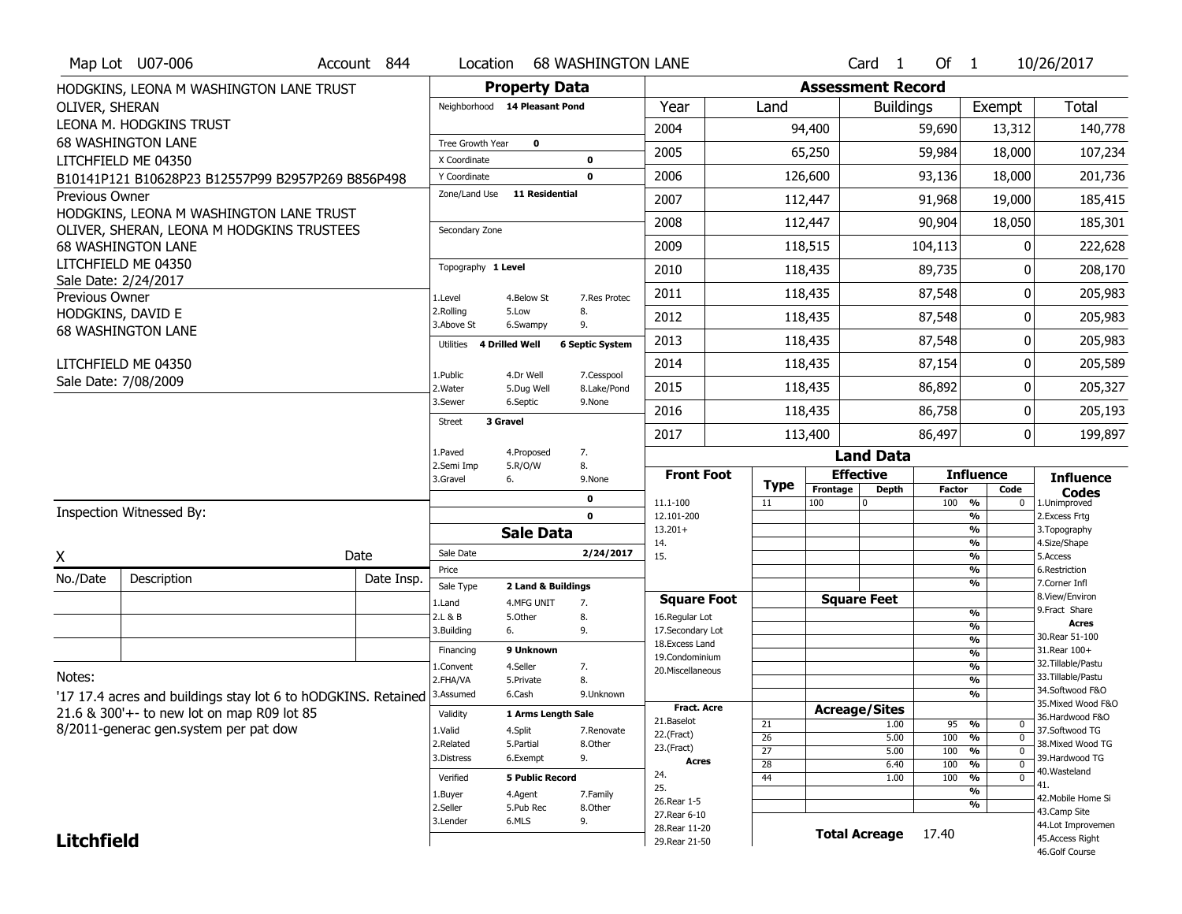Map Lot U07-006 | Account 844 | Location 68 WASHINGTON LANE | Card 1 Of 1 | 10/26/2017

HODGKINS, LEONA M WASHINGTON LANE TRUST
OLIVER, SHERAN
LEONA M. HODGKINS TRUST
68 WASHINGTON LANE
LITCHFIELD ME 04350
B10141P121 B10628P23 B12557P99 B2957P269 B856P498

Previous Owner
HODGKINS, LEONA M WASHINGTON LANE TRUST
OLIVER, SHERAN, LEONA M HODGKINS TRUSTEES
68 WASHINGTON LANE
LITCHFIELD ME 04350
Sale Date: 2/24/2017

Previous Owner
HODGKINS, DAVID E
68 WASHINGTON LANE
LITCHFIELD ME 04350
Sale Date: 7/08/2009

## Property Data

Neighborhood: 14 Pleasant Pond

Tree Growth Year: 0
X Coordinate: 0
Y Coordinate: 0
Zone/Land Use: 11 Residential
Secondary Zone:

Topography: 1 Level
1.Level, 2.Rolling, 3.Above St, 4.Below St, 5.Low, 6.Swampy, 7.Res Protec, 8., 9.

Utilities: 4 Drilled Well, 6 Septic System
1.Public, 2.Water, 3.Sewer, 4.Dr Well, 5.Dug Well, 6.Septic, 7.Cesspool, 8.Lake/Pond, 9.None

Street: 3 Gravel
1.Paved, 2.Semi Imp, 3.Gravel, 4.Proposed, 5.R/O/W, 6., 7., 8., 9.None

0
0

## Sale Data

Sale Date: 2/24/2017
Price:
Sale Type: 2 Land & Buildings
1.Land, 2.L & B, 3.Building, 4.MFG UNIT, 5.Other, 6., 7., 8., 9.

Financing: 9 Unknown
1.Convent, 2.FHA/VA, 3.Assumed, 4.Seller, 5.Private, 6.Cash, 7., 8., 9.Unknown

Validity: 1 Arms Length Sale
1.Valid, 2.Related, 3.Distress, 4.Split, 5.Partial, 6.Exempt, 7.Renovate, 8.Other, 9.

Verified: 5 Public Record
1.Buyer, 2.Seller, 3.Lender, 4.Agent, 5.Pub Rec, 6.MLS, 7.Family, 8.Other, 9.

## Assessment Record

| Year | Land | Buildings | Exempt | Total |
|---|---|---|---|---|
| 2004 | 94,400 | 59,690 | 13,312 | 140,778 |
| 2005 | 65,250 | 59,984 | 18,000 | 107,234 |
| 2006 | 126,600 | 93,136 | 18,000 | 201,736 |
| 2007 | 112,447 | 91,968 | 19,000 | 185,415 |
| 2008 | 112,447 | 90,904 | 18,050 | 185,301 |
| 2009 | 118,515 | 104,113 | 0 | 222,628 |
| 2010 | 118,435 | 89,735 | 0 | 208,170 |
| 2011 | 118,435 | 87,548 | 0 | 205,983 |
| 2012 | 118,435 | 87,548 | 0 | 205,983 |
| 2013 | 118,435 | 87,548 | 0 | 205,983 |
| 2014 | 118,435 | 87,154 | 0 | 205,589 |
| 2015 | 118,435 | 86,892 | 0 | 205,327 |
| 2016 | 118,435 | 86,758 | 0 | 205,193 |
| 2017 | 113,400 | 86,497 | 0 | 199,897 |

## Land Data

| Front Foot | Type | Effective Frontage | Effective Depth | Influence Factor | Influence Code |
|---|---|---|---|---|---|
| 11.1-100 | 11 | 100 | 0 | 100 % | 0 |
| 12.101-200 | | | | % | |
| 13.201+ | | | | % | |
| 14. | | | | % | |
| 15. | | | | % | |

| Square Foot | Square Feet | Factor |
|---|---|---|
| 16.Regular Lot | | % |
| 17.Secondary Lot | | % |
| 18.Excess Land | | % |
| 19.Condominium | | % |
| 20.Miscellaneous | | % |

| Fract. Acre | Type | Acreage/Sites | Factor | Code |
|---|---|---|---|---|
| 21.Baselot | 21 | 1.00 | 95 % | 0 |
| 22.(Fract) | 26 | 5.00 | 100 % | 0 |
| 23.(Fract) | 27 | 5.00 | 100 % | 0 |
| Acres | 28 | 6.40 | 100 % | 0 |
| 24. | 44 | 1.00 | 100 % | 0 |
| 25. | | | % | |
| 26.Rear 1-5 | | | % | |
| 27.Rear 6-10 | | | | |
| 28.Rear 11-20 | | | | |
| 29.Rear 21-50 | | | | |

Total Acreage: 17.40

**Influence Codes**
1.Unimproved, 2.Excess Frtg, 3.Topography, 4.Size/Shape, 5.Access, 6.Restriction, 7.Corner Infl, 8.View/Environ, 9.Fract Share

**Acres**
30.Rear 51-100, 31.Rear 100+, 32.Tillable/Pastu, 33.Tillable/Pastu, 34.Softwood F&O, 35.Mixed Wood F&O, 36.Hardwood F&O, 37.Softwood TG, 38.Mixed Wood TG, 39.Hardwood TG, 40.Wasteland, 41., 42.Mobile Home Si, 43.Camp Site, 44.Lot Improvemen, 45.Access Right, 46.Golf Course

Inspection Witnessed By:

X ____________________ Date

| No./Date | Description | Date Insp. |
|---|---|---|
| | | |
| | | |
| | | |

Notes:
'17 17.4 acres and buildings stay lot 6 to hODGKINS. Retained 21.6 & 300'+- to new lot on map R09 lot 85
8/2011-generac gen.system per pat dow

**Litchfield**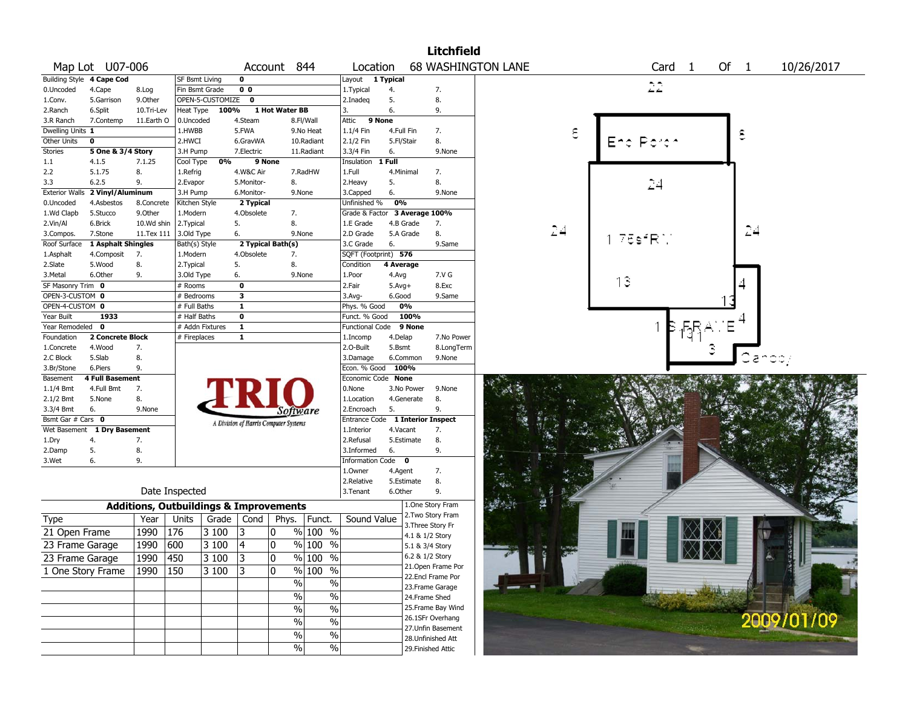# Litchfield

**Map Lot** U07-006 **Account** 844 **Location** 68 WASHINGTON LANE **Card** 1 **Of** 1 10/26/2017

| Field | Value | Options |
|---|---|---|
| Building Style | 4 Cape Cod | 0.Uncoded, 4.Cape, 8.Log, 1.Conv., 5.Garrison, 9.Other, 2.Ranch, 6.Split, 10.Tri-Lev, 3.R Ranch, 7.Contemp, 11.Earth O |
| Dwelling Units | 1 | |
| Other Units | 0 | |
| Stories | 5 One & 3/4 Story | 1.1, 4.1.5, 7.1.25, 2.2, 5.1.75, 8., 3.3, 6.2.5, 9. |
| Exterior Walls | 2 Vinyl/Aluminum | 0.Uncoded, 4.Asbestos, 8.Concrete, 1.Wd Clapb, 5.Stucco, 9.Other, 2.Vin/Al, 6.Brick, 10.Wd shin, 3.Compos., 7.Stone, 11.Tex 111 |
| Roof Surface | 1 Asphalt Shingles | 1.Asphalt, 4.Composit, 7., 2.Slate, 5.Wood, 8., 3.Metal, 6.Other, 9. |
| SF Masonry Trim | 0 | |
| OPEN-3-CUSTOM | 0 | |
| OPEN-4-CUSTOM | 0 | |
| Year Built | 1933 | |
| Year Remodeled | 0 | |
| Foundation | 2 Concrete Block | 1.Concrete, 4.Wood, 7., 2.C Block, 5.Slab, 8., 3.Br/Stone, 6.Piers, 9. |
| Basement | 4 Full Basement | 1.1/4 Bmt, 4.Full Bmt, 7., 2.1/2 Bmt, 5.None, 8., 3.3/4 Bmt, 6., 9.None |
| Bsmt Gar # Cars | 0 | |
| Wet Basement | 1 Dry Basement | 1.Dry, 4., 7., 2.Damp, 5., 8., 3.Wet, 6., 9. |

| Field | Value | Options |
|---|---|---|
| SF Bsmt Living | 0 | |
| Fin Bsmt Grade | 0 0 | |
| OPEN-5-CUSTOMIZE | 0 | |
| Heat Type | 100% 1 Hot Water BB | 0.Uncoded, 4.Steam, 8.Fl/Wall, 1.HWBB, 5.FWA, 9.No Heat, 2.HWCI, 6.GravWA, 10.Radiant, 3.H Pump, 7.Electric, 11.Radiant |
| Cool Type | 0% 9 None | 1.Refrig, 4.W&C Air, 7.RadHW, 2.Evapor, 5.Monitor-, 8., 3.H Pump, 6.Monitor-, 9.None |
| Kitchen Style | 2 Typical | 1.Modern, 4.Obsolete, 7., 2.Typical, 5., 8., 3.Old Type, 6., 9.None |
| Bath(s) Style | 2 Typical Bath(s) | 1.Modern, 4.Obsolete, 7., 2.Typical, 5., 8., 3.Old Type, 6., 9.None |
| # Rooms | 0 | |
| # Bedrooms | 3 | |
| # Full Baths | 1 | |
| # Half Baths | 0 | |
| # Addn Fixtures | 1 | |
| # Fireplaces | 1 | |

| Field | Value | Options |
|---|---|---|
| Layout | 1 Typical | 1.Typical, 4., 7., 2.Inadeq, 5., 8., 3., 6., 9. |
| Attic | 9 None | 1.1/4 Fin, 4.Full Fin, 7., 2.1/2 Fin, 5.Fl/Stair, 8., 3.3/4 Fin, 6., 9.None |
| Insulation | 1 Full | 1.Full, 4.Minimal, 7., 2.Heavy, 5., 8., 3.Capped, 6., 9.None |
| Unfinished % | 0% | |
| Grade & Factor | 3 Average 100% | 1.E Grade, 4.B Grade, 7., 2.D Grade, 5.A Grade, 8., 3.C Grade, 6., 9.Same |
| SQFT (Footprint) | 576 | |
| Condition | 4 Average | 1.Poor, 4.Avg, 7.V G, 2.Fair, 5.Avg+, 8.Exc, 3.Avg-, 6.Good, 9.Same |
| Phys. % Good | 0% | |
| Funct. % Good | 100% | |
| Functional Code | 9 None | 1.Incomp, 4.Delap, 7.No Power, 2.O-Built, 5.Bsmt, 8.LongTerm, 3.Damage, 6.Common, 9.None |
| Econ. % Good | 100% | |
| Economic Code | None | 0.None, 3.No Power, 9.None, 1.Location, 4.Generate, 8., 2.Encroach, 5., 9. |
| Entrance Code | 1 Interior Inspect | 1.Interior, 4.Vacant, 7., 2.Refusal, 5.Estimate, 8., 3.Informed, 6., 9. |
| Information Code | 0 | 1.Owner, 4.Agent, 7., 2.Relative, 5.Estimate, 8., 3.Tenant, 6.Other, 9. |

Date Inspected

## Additions, Outbuildings & Improvements

| Type | Year | Units | Grade | Cond | Phys. | Funct. | Sound Value |
|---|---|---|---|---|---|---|---|
| 21 Open Frame | 1990 | 176 | 3 100 | 3 | 0 % | 100 % | |
| 23 Frame Garage | 1990 | 600 | 3 100 | 4 | 0 % | 100 % | |
| 23 Frame Garage | 1990 | 450 | 3 100 | 3 | 0 % | 100 % | |
| 1 One Story Frame | 1990 | 150 | 3 100 | 3 | 0 % | 100 % | |
| | | | | | % | % | |
| | | | | | % | % | |
| | | | | | % | % | |
| | | | | | % | % | |
| | | | | | % | % | |
| | | | | | % | % | |

1.One Story Fram, 2.Two Story Fram, 3.Three Story Fr, 4.1 & 1/2 Story, 5.1 & 3/4 Story, 6.2 & 1/2 Story, 21.Open Frame Por, 22.Encl Frame Por, 23.Frame Garage, 24.Frame Shed, 25.Frame Bay Wind, 26.1SFr Overhang, 27.Unfin Basement, 28.Unfinished Att, 29.Finished Attic

Sketch: Enc Porch 22 × 8; 1 75sfR 24 × 24; 1 S FRAME 13 × 3; Canopy

2009/01/09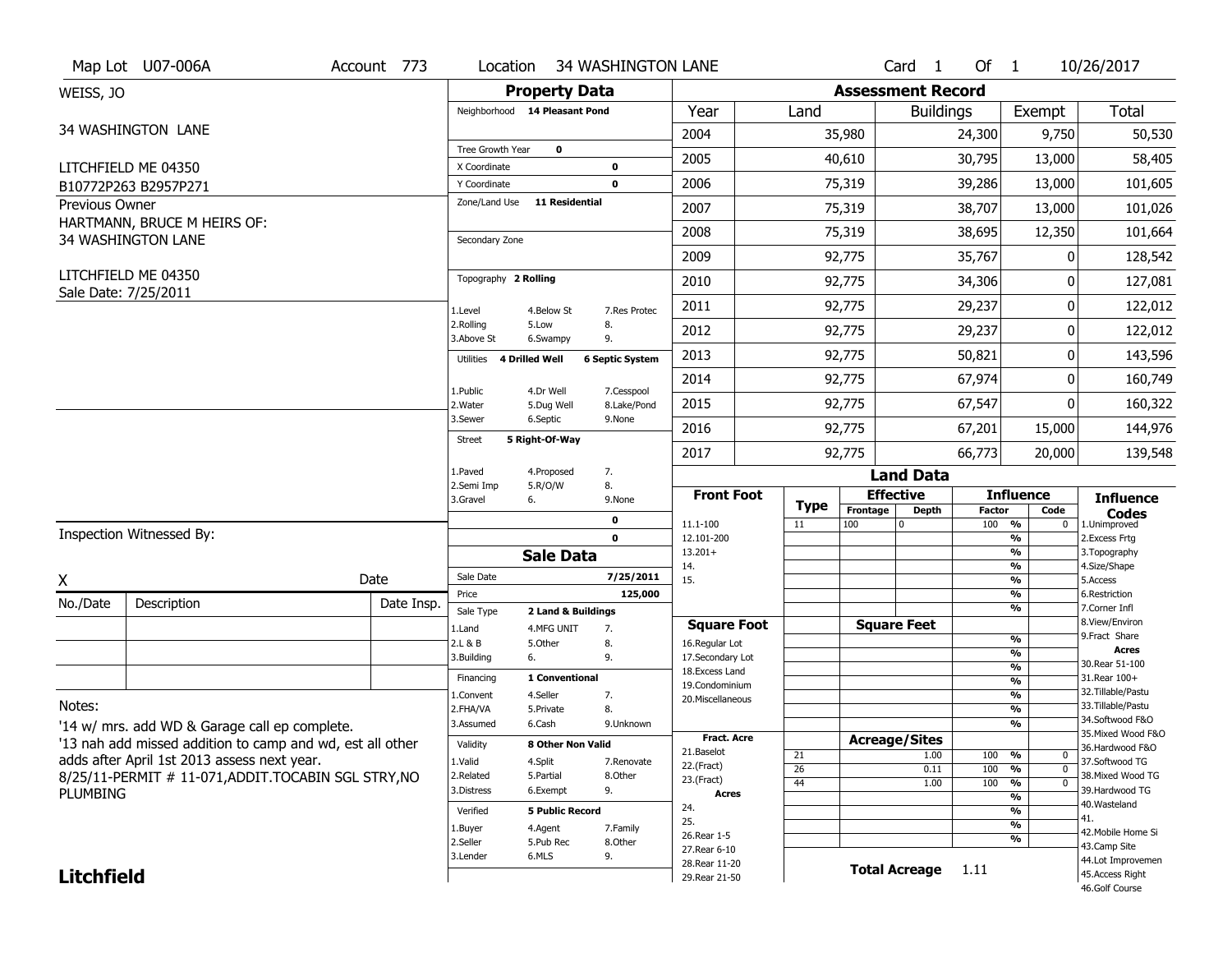Map Lot U07-006A | Account 773 | Location 34 WASHINGTON LANE | Card 1 Of 1 | 10/26/2017

WEISS, JO

34 WASHINGTON LANE

LITCHFIELD ME 04350
B10772P263 B2957P271

Previous Owner
HARTMANN, BRUCE M HEIRS OF:
34 WASHINGTON LANE

LITCHFIELD ME 04350
Sale Date: 7/25/2011

## Property Data

Neighborhood **14 Pleasant Pond**

Tree Growth Year **0**
X Coordinate **0**
Y Coordinate **0**
Zone/Land Use **11 Residential**

Secondary Zone

Topography **2 Rolling**

1.Level 4.Below St 7.Res Protec
2.Rolling 5.Low 8.
3.Above St 6.Swampy 9.

Utilities **4 Drilled Well** **6 Septic System**

1.Public 4.Dr Well 7.Cesspool
2.Water 5.Dug Well 8.Lake/Pond
3.Sewer 6.Septic 9.None

Street **5 Right-Of-Way**

1.Paved 4.Proposed 7.
2.Semi Imp 5.R/O/W 8.
3.Gravel 6. 9.None

**0**
**0**

## Sale Data

Sale Date **7/25/2011**
Price **125,000**
Sale Type **2 Land & Buildings**

1.Land 4.MFG UNIT 7.
2.L & B 5.Other 8.
3.Building 6. 9.

Financing **1 Conventional**

1.Convent 4.Seller 7.
2.FHA/VA 5.Private 8.
3.Assumed 6.Cash 9.Unknown

Validity **8 Other Non Valid**

1.Valid 4.Split 7.Renovate
2.Related 5.Partial 8.Other
3.Distress 6.Exempt 9.

Verified **5 Public Record**

1.Buyer 4.Agent 7.Family
2.Seller 5.Pub Rec 8.Other
3.Lender 6.MLS 9.

## Assessment Record

| Year | Land | Buildings | Exempt | Total |
|---|---|---|---|---|
| 2004 | 35,980 | 24,300 | 9,750 | 50,530 |
| 2005 | 40,610 | 30,795 | 13,000 | 58,405 |
| 2006 | 75,319 | 39,286 | 13,000 | 101,605 |
| 2007 | 75,319 | 38,707 | 13,000 | 101,026 |
| 2008 | 75,319 | 38,695 | 12,350 | 101,664 |
| 2009 | 92,775 | 35,767 | 0 | 128,542 |
| 2010 | 92,775 | 34,306 | 0 | 127,081 |
| 2011 | 92,775 | 29,237 | 0 | 122,012 |
| 2012 | 92,775 | 29,237 | 0 | 122,012 |
| 2013 | 92,775 | 50,821 | 0 | 143,596 |
| 2014 | 92,775 | 67,974 | 0 | 160,749 |
| 2015 | 92,775 | 67,547 | 0 | 160,322 |
| 2016 | 92,775 | 67,201 | 15,000 | 144,976 |
| 2017 | 92,775 | 66,773 | 20,000 | 139,548 |

## Land Data

| Front Foot | Type | Effective Frontage | Effective Depth | Influence Factor | | Influence Code |
|---|---|---|---|---|---|---|
| 11.1-100 | 11 | 100 | 0 | 100 | % | 0 |
| 12.101-200 | | | | | % | |
| 13.201+ | | | | | % | |
| 14. | | | | | % | |
| 15. | | | | | % | |
| | | | | | % | |
| | | | | | % | |
| **Square Foot** | | **Square Feet** | | | | |
| 16.Regular Lot | | | | | % | |
| 17.Secondary Lot | | | | | % | |
| 18.Excess Land | | | | | % | |
| 19.Condominium | | | | | % | |
| 20.Miscellaneous | | | | | % | |
| | | | | | % | |
| | | | | | % | |
| **Fract. Acre** | | **Acreage/Sites** | | | | |
| 21.Baselot | 21 | | 1.00 | 100 | % | 0 |
| 22.(Fract) | 26 | | 0.11 | 100 | % | 0 |
| 23.(Fract) | 44 | | 1.00 | 100 | % | 0 |
| **Acres** | | | | | % | |
| 24. | | | | | % | |
| 25. | | | | | % | |
| 26.Rear 1-5 | | | | | % | |
| 27.Rear 6-10 | | | | | | |
| 28.Rear 11-20 | | | | | | |
| 29.Rear 21-50 | | | | | | |

**Total Acreage** 1.11

**Influence Codes**
1.Unimproved
2.Excess Frtg
3.Topography
4.Size/Shape
5.Access
6.Restriction
7.Corner Infl
8.View/Environ
9.Fract Share

**Acres**
30.Rear 51-100
31.Rear 100+
32.Tillable/Pastu
33.Tillable/Pastu
34.Softwood F&O
35.Mixed Wood F&O
36.Hardwood F&O
37.Softwood TG
38.Mixed Wood TG
39.Hardwood TG
40.Wasteland
41.
42.Mobile Home Si
43.Camp Site
44.Lot Improvemen
45.Access Right
46.Golf Course

Inspection Witnessed By:

X ____________________ Date

| No./Date | Description | Date Insp. |
|---|---|---|
| | | |
| | | |
| | | |

Notes:
'14 w/ mrs. add WD & Garage call ep complete.
'13 nah add missed addition to camp and wd, est all other adds after April 1st 2013 assess next year.
8/25/11-PERMIT # 11-071,ADDIT.TOCABIN SGL STRY,NO PLUMBING

**Litchfield**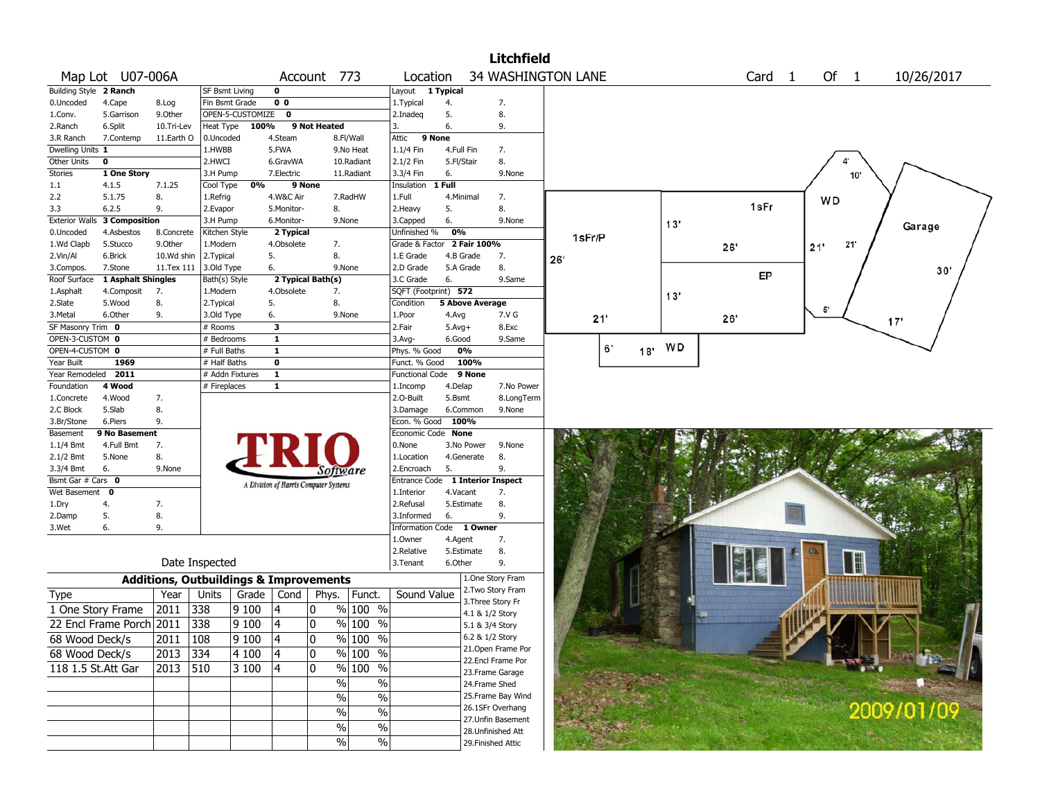# Litchfield

**Map Lot** U07-006A **Account** 773 **Location** 34 WASHINGTON LANE **Card** 1 **Of** 1 10/26/2017

| | | | | | | | | |
|---|---|---|---|---|---|---|---|---|
| Building Style | **2 Ranch** | | SF Bsmt Living | **0** | | Layout | **1 Typical** | |
| 0.Uncoded | 4.Cape | 8.Log | Fin Bsmt Grade | **0 0** | | 1.Typical | 4. | 7. |
| 1.Conv. | 5.Garrison | 9.Other | OPEN-5-CUSTOMIZE | **0** | | 2.Inadeq | 5. | 8. |
| 2.Ranch | 6.Split | 10.Tri-Lev | Heat Type **100%** | **9 Not Heated** | | 3. | 6. | 9. |
| 3.R Ranch | 7.Contemp | 11.Earth O | 0.Uncoded | 4.Steam | 8.Fl/Wall | Attic | **9 None** | |
| Dwelling Units | **1** | | 1.HWBB | 5.FWA | 9.No Heat | 1.1/4 Fin | 4.Full Fin | 7. |
| Other Units | **0** | | 2.HWCI | 6.GravWA | 10.Radiant | 2.1/2 Fin | 5.Fl/Stair | 8. |
| Stories | **1 One Story** | | 3.H Pump | 7.Electric | 11.Radiant | 3.3/4 Fin | 6. | 9.None |
| 1.1 | 4.1.5 | 7.1.25 | Cool Type **0%** | **9 None** | | Insulation | **1 Full** | |
| 2.2 | 5.1.75 | 8. | 1.Refrig | 4.W&C Air | 7.RadHW | 1.Full | 4.Minimal | 7. |
| 3.3 | 6.2.5 | 9. | 2.Evapor | 5.Monitor- | 8. | 2.Heavy | 5. | 8. |
| Exterior Walls | **3 Composition** | | 3.H Pump | 6.Monitor- | 9.None | 3.Capped | 6. | 9.None |
| 0.Uncoded | 4.Asbestos | 8.Concrete | Kitchen Style | **2 Typical** | | Unfinished % | **0%** | |
| 1.Wd Clapb | 5.Stucco | 9.Other | 1.Modern | 4.Obsolete | 7. | Grade & Factor | **2 Fair 100%** | |
| 2.Vin/Al | 6.Brick | 10.Wd shin | 2.Typical | 5. | 8. | 1.E Grade | 4.B Grade | 7. |
| 3.Compos. | 7.Stone | 11.Tex 111 | 3.Old Type | 6. | 9.None | 2.D Grade | 5.A Grade | 8. |
| Roof Surface | **1 Asphalt Shingles** | | Bath(s) Style | **2 Typical Bath(s)** | | 3.C Grade | 6. | 9.Same |
| 1.Asphalt | 4.Composit | 7. | 1.Modern | 4.Obsolete | 7. | SQFT (Footprint) | **572** | |
| 2.Slate | 5.Wood | 8. | 2.Typical | 5. | 8. | Condition | **5 Above Average** | |
| 3.Metal | 6.Other | 9. | 3.Old Type | 6. | 9.None | 1.Poor | 4.Avg | 7.V G |
| SF Masonry Trim | **0** | | # Rooms | **3** | | 2.Fair | 5.Avg+ | 8.Exc |
| OPEN-3-CUSTOM | **0** | | # Bedrooms | **1** | | 3.Avg- | 6.Good | 9.Same |
| OPEN-4-CUSTOM | **0** | | # Full Baths | **1** | | Phys. % Good | **0%** | |
| Year Built | **1969** | | # Half Baths | **0** | | Funct. % Good | **100%** | |
| Year Remodeled | **2011** | | # Addn Fixtures | **1** | | Functional Code | **9 None** | |
| Foundation | **4 Wood** | | # Fireplaces | **1** | | 1.Incomp | 4.Delap | 7.No Power |
| 1.Concrete | 4.Wood | 7. | | | | 2.O-Built | 5.Bsmt | 8.LongTerm |
| 2.C Block | 5.Slab | 8. | | | | 3.Damage | 6.Common | 9.None |
| 3.Br/Stone | 6.Piers | 9. | | | | Econ. % Good | **100%** | |
| Basement | **9 No Basement** | | | | | Economic Code | **None** | |
| 1.1/4 Bmt | 4.Full Bmt | 7. | | | | 0.None | 3.No Power | 9.None |
| 2.1/2 Bmt | 5.None | 8. | | | | 1.Location | 4.Generate | 8. |
| 3.3/4 Bmt | 6. | 9.None | | | | 2.Encroach | 5. | 9. |
| Bsmt Gar # Cars | **0** | | | | | Entrance Code | **1 Interior Inspect** | |
| Wet Basement | **0** | | | | | 1.Interior | 4.Vacant | 7. |
| 1.Dry | 4. | 7. | | | | 2.Refusal | 5.Estimate | 8. |
| 2.Damp | 5. | 8. | | | | 3.Informed | 6. | 9. |
| 3.Wet | 6. | 9. | | | | Information Code | **1 Owner** | |
| | | | | | | 1.Owner | 4.Agent | 7. |
| | | | | | | 2.Relative | 5.Estimate | 8. |
| | Date Inspected | | | | | 3.Tenant | 6.Other | 9. |

TRIO Software — A Division of Harris Computer Systems

## Additions, Outbuildings & Improvements

| Type | Year | Units | Grade | Cond | Phys. | Funct. | Sound Value |
|---|---|---|---|---|---|---|---|
| 1 One Story Frame | 2011 | 338 | 9 100 | 4 | 0 % | 100 % | |
| 22 Encl Frame Porch | 2011 | 338 | 9 100 | 4 | 0 % | 100 % | |
| 68 Wood Deck/s | 2011 | 108 | 9 100 | 4 | 0 % | 100 % | |
| 68 Wood Deck/s | 2013 | 334 | 4 100 | 4 | 0 % | 100 % | |
| 118 1.5 St.Att Gar | 2013 | 510 | 3 100 | 4 | 0 % | 100 % | |
| | | | | | % | % | |
| | | | | | % | % | |
| | | | | | % | % | |
| | | | | | % | % | |
| | | | | | % | % | |

1.One Story Fram
2.Two Story Fram
3.Three Story Fr
4.1 & 1/2 Story
5.1 & 3/4 Story
6.2 & 1/2 Story
21.Open Frame Por
22.Encl Frame Por
23.Frame Garage
24.Frame Shed
25.Frame Bay Wind
26.1SFr Overhang
27.Unfin Basement
28.Unfinished Att
29.Finished Attic

1sFr/P 26' 21' 13' 1sFr 26' EP 13' 26' 6' 18' WD WD 4' 10' 21' 21' Garage 30' 5' 17'

2009/01/09